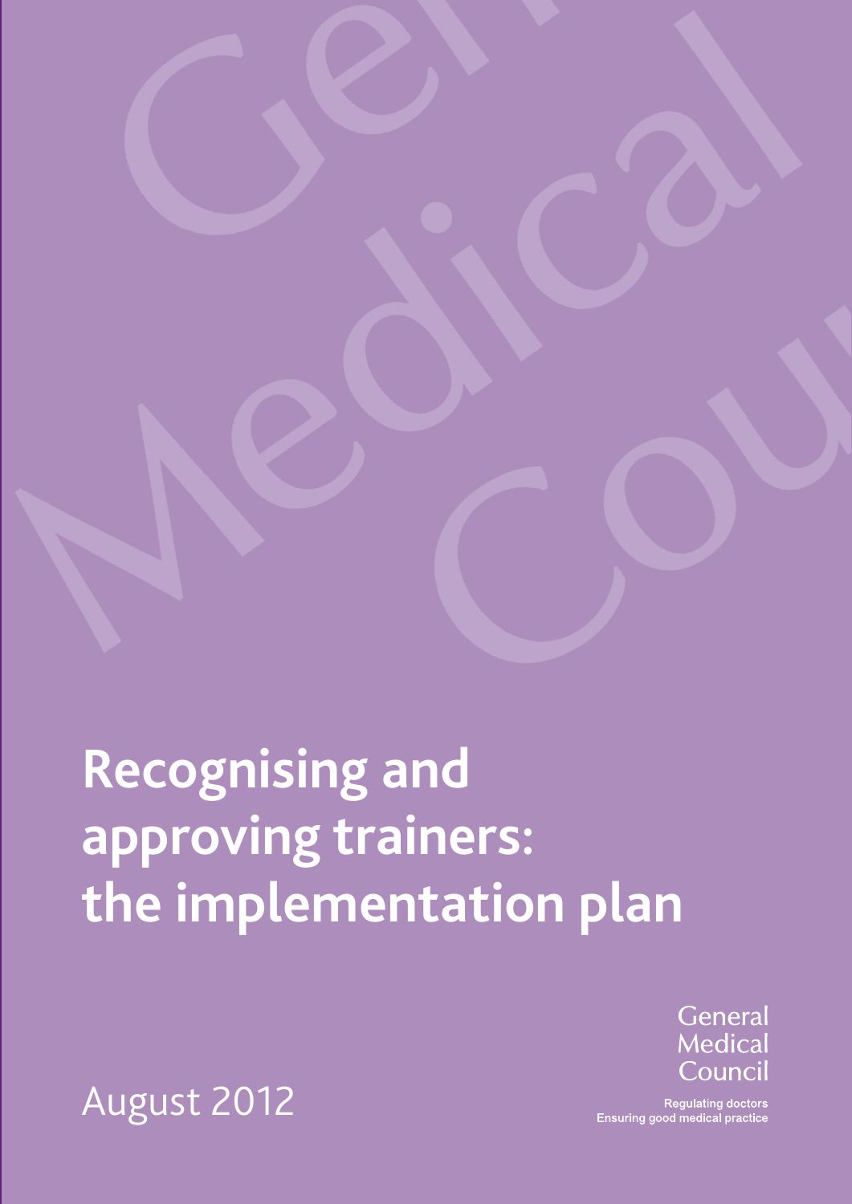# Recognising and approving trainers: the implementation plan

August 2012

General Medical Council

Regulating doctors
Ensuring good medical practice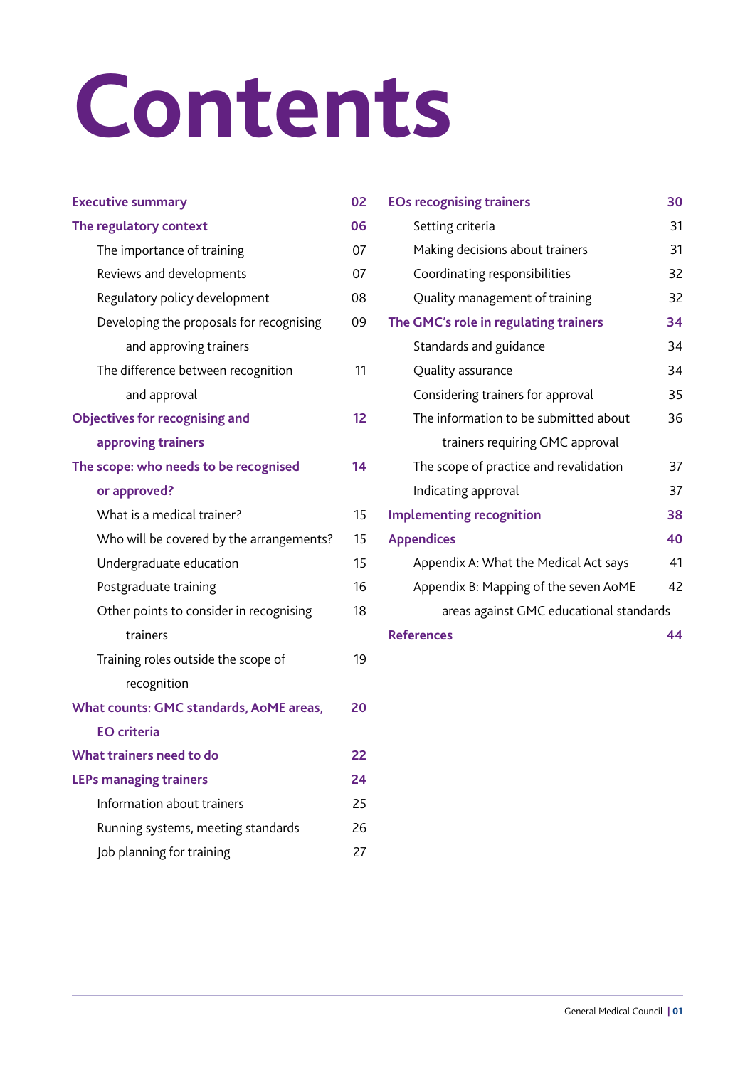# Contents

**Executive summary** 02

**The regulatory context** 06

- The importance of training 07
- Reviews and developments 07
- Regulatory policy development 08
- Developing the proposals for recognising and approving trainers 09
- The difference between recognition and approval 11

**Objectives for recognising and approving trainers** 12

**The scope: who needs to be recognised or approved?** 14

- What is a medical trainer? 15
- Who will be covered by the arrangements? 15
- Undergraduate education 15
- Postgraduate training 16
- Other points to consider in recognising trainers 18
- Training roles outside the scope of recognition 19

**What counts: GMC standards, AoME areas, EO criteria** 20

**What trainers need to do** 22

**LEPs managing trainers** 24

- Information about trainers 25
- Running systems, meeting standards 26
- Job planning for training 27

**EOs recognising trainers** 30

- Setting criteria 31
- Making decisions about trainers 31
- Coordinating responsibilities 32
- Quality management of training 32

**The GMC's role in regulating trainers** 34

- Standards and guidance 34
- Quality assurance 34
- Considering trainers for approval 35
- The information to be submitted about trainers requiring GMC approval 36
- The scope of practice and revalidation 37
- Indicating approval 37

**Implementing recognition** 38

**Appendices** 40

- Appendix A: What the Medical Act says 41
- Appendix B: Mapping of the seven AoME areas against GMC educational standards 42

**References** 44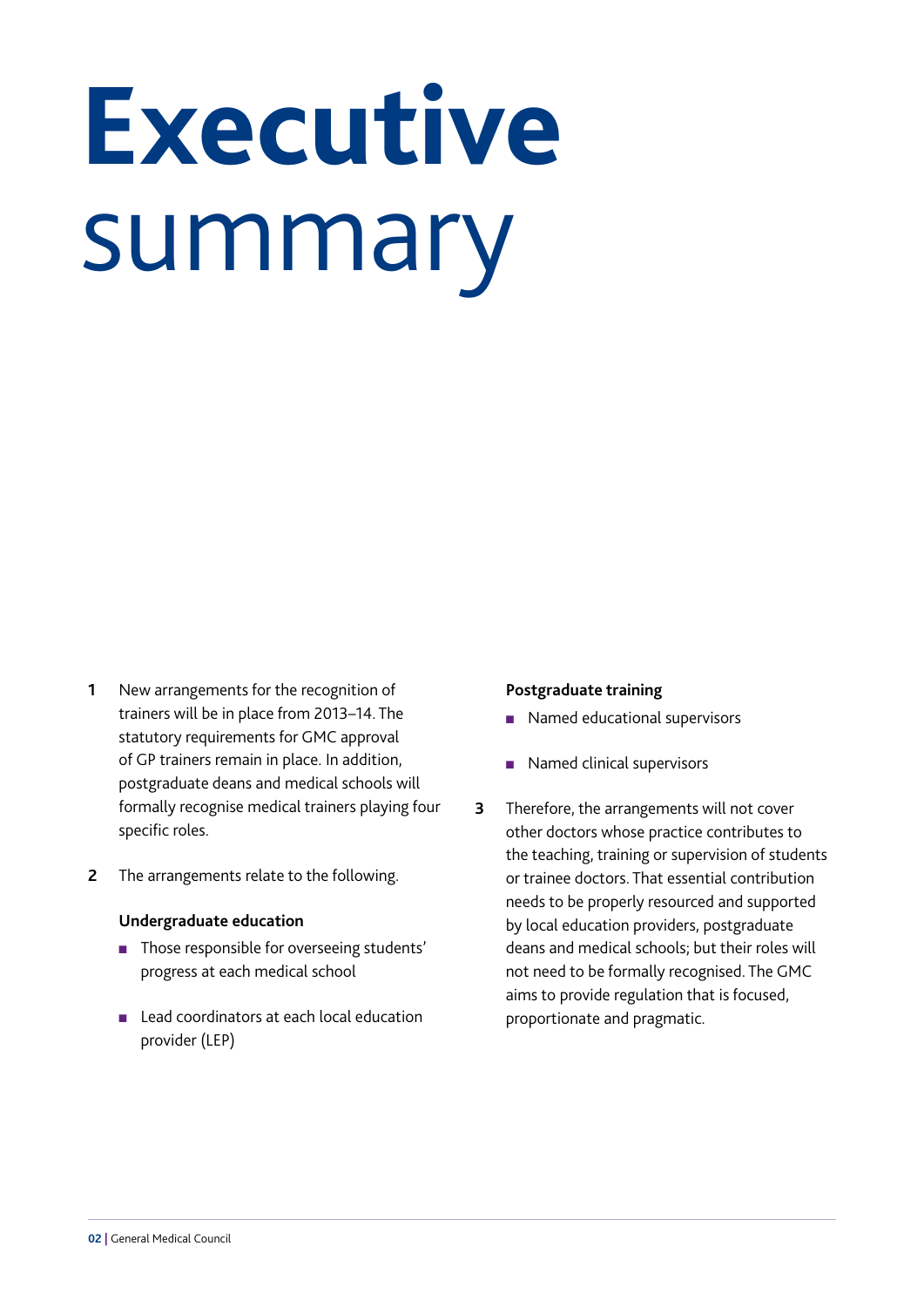# Executive summary

1 New arrangements for the recognition of trainers will be in place from 2013–14. The statutory requirements for GMC approval of GP trainers remain in place. In addition, postgraduate deans and medical schools will formally recognise medical trainers playing four specific roles.

2 The arrangements relate to the following.

**Undergraduate education**

- Those responsible for overseeing students' progress at each medical school
- Lead coordinators at each local education provider (LEP)

**Postgraduate training**

- Named educational supervisors
- Named clinical supervisors

3 Therefore, the arrangements will not cover other doctors whose practice contributes to the teaching, training or supervision of students or trainee doctors. That essential contribution needs to be properly resourced and supported by local education providers, postgraduate deans and medical schools; but their roles will not need to be formally recognised. The GMC aims to provide regulation that is focused, proportionate and pragmatic.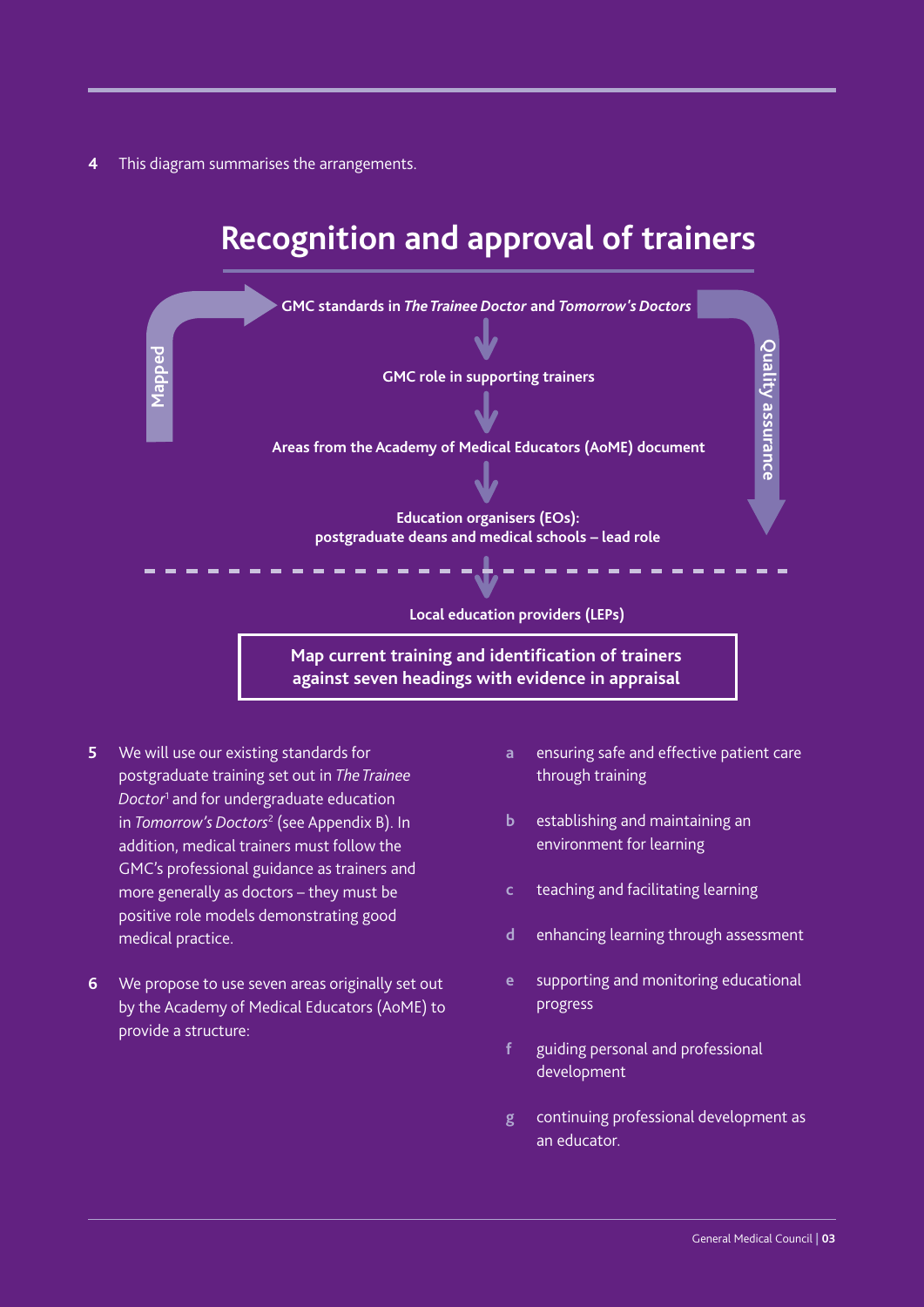4 This diagram summarises the arrangements.

## Recognition and approval of trainers

Mapped

**GMC standards in *The Trainee Doctor* and *Tomorrow's Doctors***

↓

**GMC role in supporting trainers**

↓

**Areas from the Academy of Medical Educators (AoME) document**

↓

**Education organisers (EOs): postgraduate deans and medical schools – lead role**

Quality assurance

- - - - - - - - - - - - - - - - - - - - - - - - - - - - - - - - -

↓

**Local education providers (LEPs)**

**Map current training and identification of trainers against seven headings with evidence in appraisal**

5 We will use our existing standards for postgraduate training set out in *The Trainee Doctor*[1] and for undergraduate education in *Tomorrow's Doctors*[2] (see Appendix B). In addition, medical trainers must follow the GMC's professional guidance as trainers and more generally as doctors – they must be positive role models demonstrating good medical practice.

6 We propose to use seven areas originally set out by the Academy of Medical Educators (AoME) to provide a structure:

a ensuring safe and effective patient care through training

b establishing and maintaining an environment for learning

c teaching and facilitating learning

d enhancing learning through assessment

e supporting and monitoring educational progress

f guiding personal and professional development

g continuing professional development as an educator.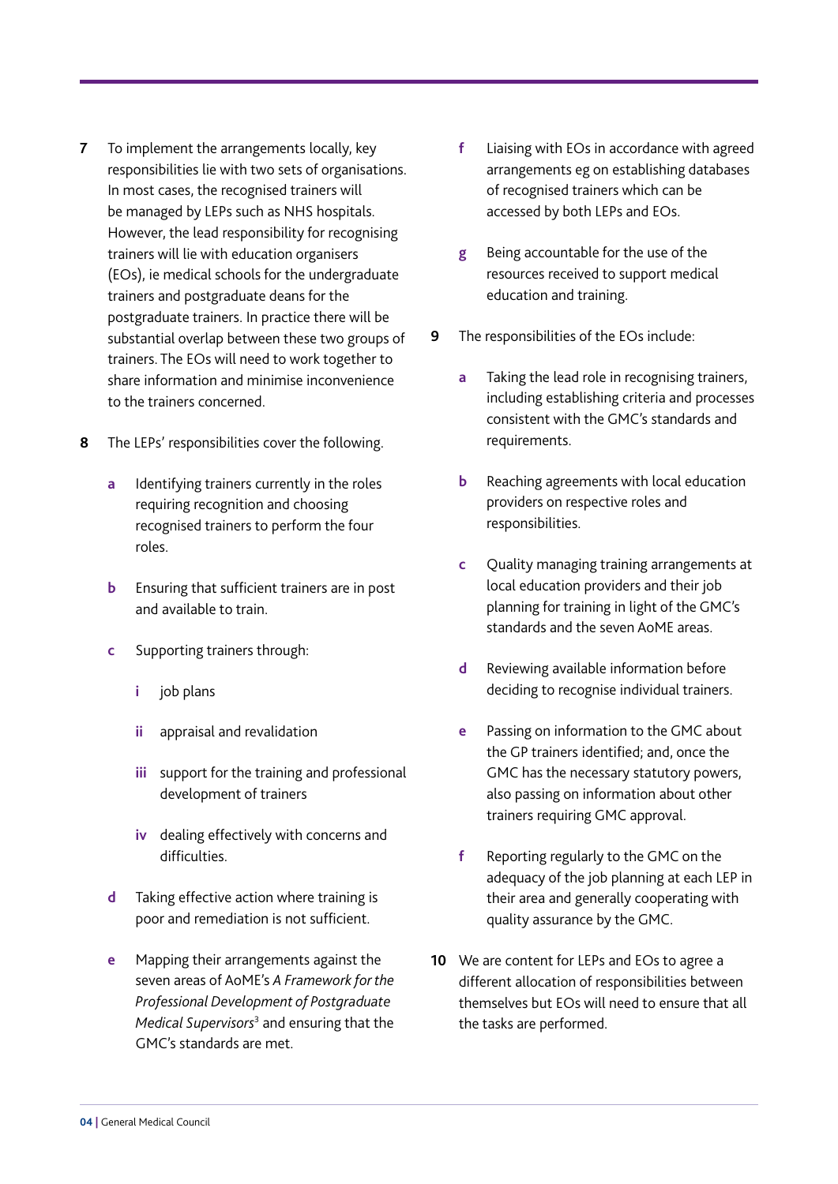7 To implement the arrangements locally, key responsibilities lie with two sets of organisations. In most cases, the recognised trainers will be managed by LEPs such as NHS hospitals. However, the lead responsibility for recognising trainers will lie with education organisers (EOs), ie medical schools for the undergraduate trainers and postgraduate deans for the postgraduate trainers. In practice there will be substantial overlap between these two groups of trainers. The EOs will need to work together to share information and minimise inconvenience to the trainers concerned.

8 The LEPs' responsibilities cover the following.

  a Identifying trainers currently in the roles requiring recognition and choosing recognised trainers to perform the four roles.

  b Ensuring that sufficient trainers are in post and available to train.

  c Supporting trainers through:

    i job plans

    ii appraisal and revalidation

    iii support for the training and professional development of trainers

    iv dealing effectively with concerns and difficulties.

  d Taking effective action where training is poor and remediation is not sufficient.

  e Mapping their arrangements against the seven areas of AoME's *A Framework for the Professional Development of Postgraduate Medical Supervisors*[3] and ensuring that the GMC's standards are met.

  f Liaising with EOs in accordance with agreed arrangements eg on establishing databases of recognised trainers which can be accessed by both LEPs and EOs.

  g Being accountable for the use of the resources received to support medical education and training.

9 The responsibilities of the EOs include:

  a Taking the lead role in recognising trainers, including establishing criteria and processes consistent with the GMC's standards and requirements.

  b Reaching agreements with local education providers on respective roles and responsibilities.

  c Quality managing training arrangements at local education providers and their job planning for training in light of the GMC's standards and the seven AoME areas.

  d Reviewing available information before deciding to recognise individual trainers.

  e Passing on information to the GMC about the GP trainers identified; and, once the GMC has the necessary statutory powers, also passing on information about other trainers requiring GMC approval.

  f Reporting regularly to the GMC on the adequacy of the job planning at each LEP in their area and generally cooperating with quality assurance by the GMC.

10 We are content for LEPs and EOs to agree a different allocation of responsibilities between themselves but EOs will need to ensure that all the tasks are performed.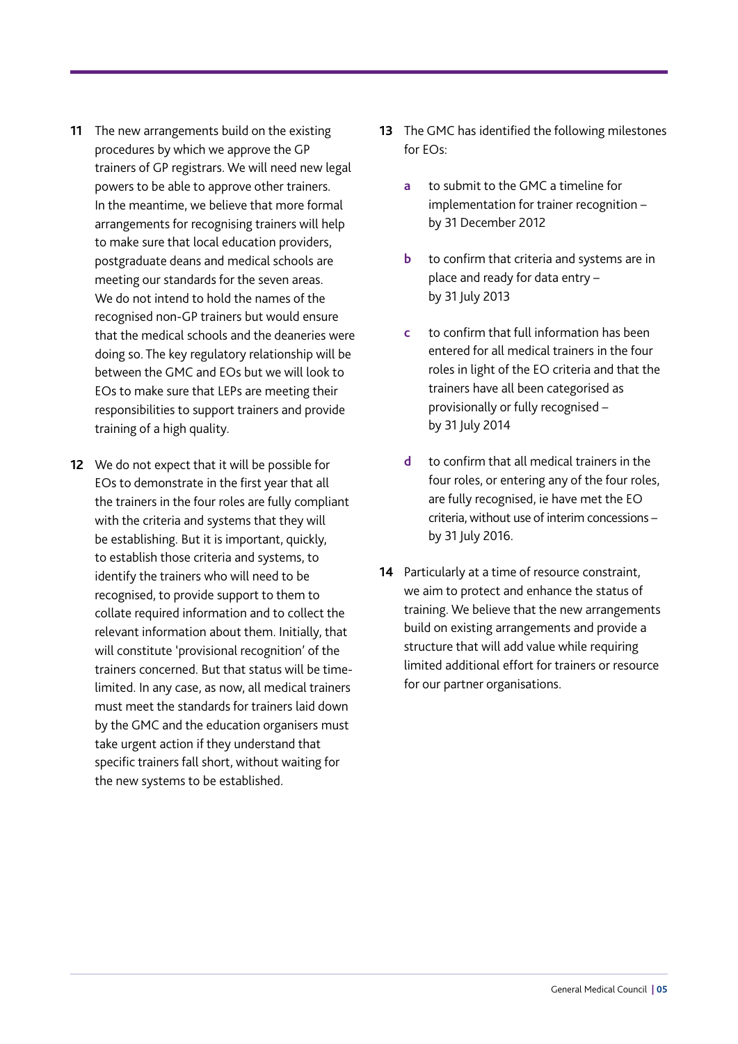11 The new arrangements build on the existing procedures by which we approve the GP trainers of GP registrars. We will need new legal powers to be able to approve other trainers. In the meantime, we believe that more formal arrangements for recognising trainers will help to make sure that local education providers, postgraduate deans and medical schools are meeting our standards for the seven areas. We do not intend to hold the names of the recognised non-GP trainers but would ensure that the medical schools and the deaneries were doing so. The key regulatory relationship will be between the GMC and EOs but we will look to EOs to make sure that LEPs are meeting their responsibilities to support trainers and provide training of a high quality.

12 We do not expect that it will be possible for EOs to demonstrate in the first year that all the trainers in the four roles are fully compliant with the criteria and systems that they will be establishing. But it is important, quickly, to establish those criteria and systems, to identify the trainers who will need to be recognised, to provide support to them to collate required information and to collect the relevant information about them. Initially, that will constitute 'provisional recognition' of the trainers concerned. But that status will be time-limited. In any case, as now, all medical trainers must meet the standards for trainers laid down by the GMC and the education organisers must take urgent action if they understand that specific trainers fall short, without waiting for the new systems to be established.

13 The GMC has identified the following milestones for EOs:

- a to submit to the GMC a timeline for implementation for trainer recognition – by 31 December 2012
- b to confirm that criteria and systems are in place and ready for data entry – by 31 July 2013
- c to confirm that full information has been entered for all medical trainers in the four roles in light of the EO criteria and that the trainers have all been categorised as provisionally or fully recognised – by 31 July 2014
- d to confirm that all medical trainers in the four roles, or entering any of the four roles, are fully recognised, ie have met the EO criteria, without use of interim concessions – by 31 July 2016.

14 Particularly at a time of resource constraint, we aim to protect and enhance the status of training. We believe that the new arrangements build on existing arrangements and provide a structure that will add value while requiring limited additional effort for trainers or resource for our partner organisations.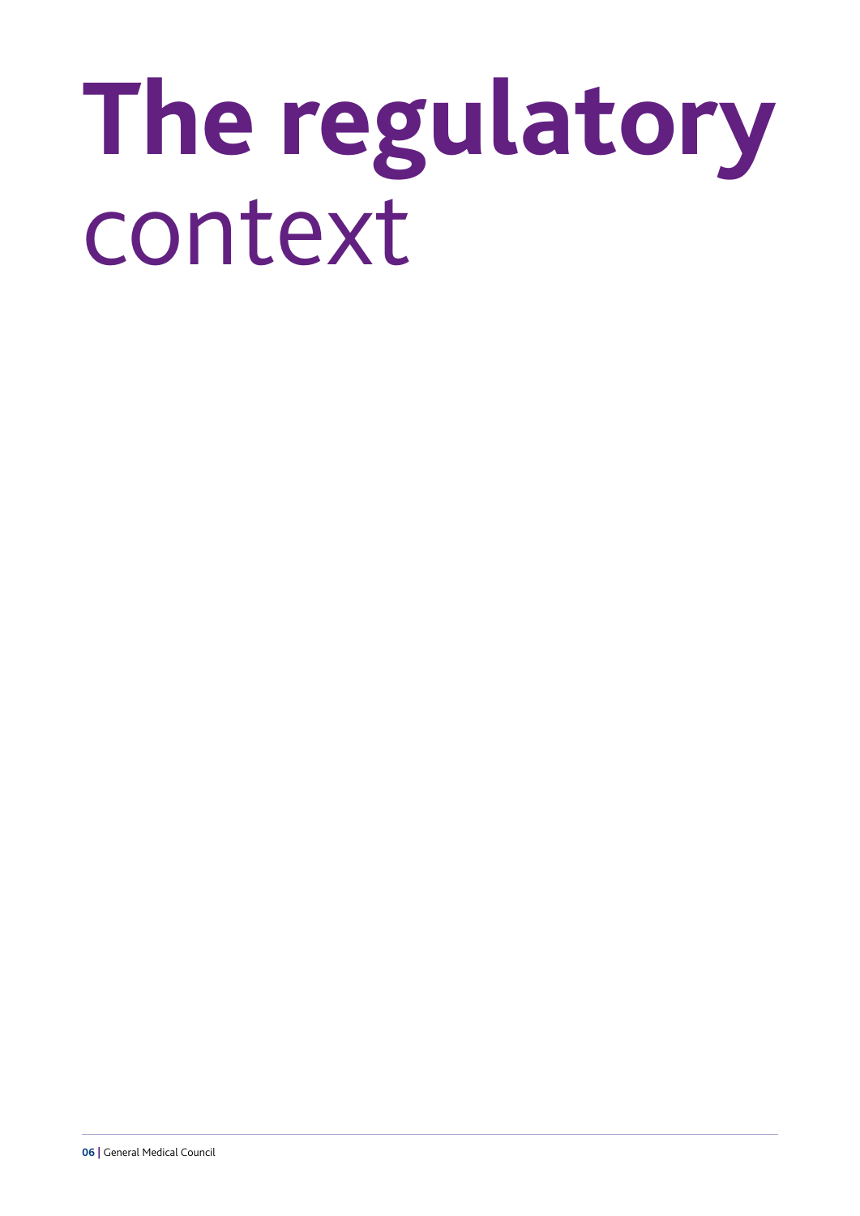# The regulatory context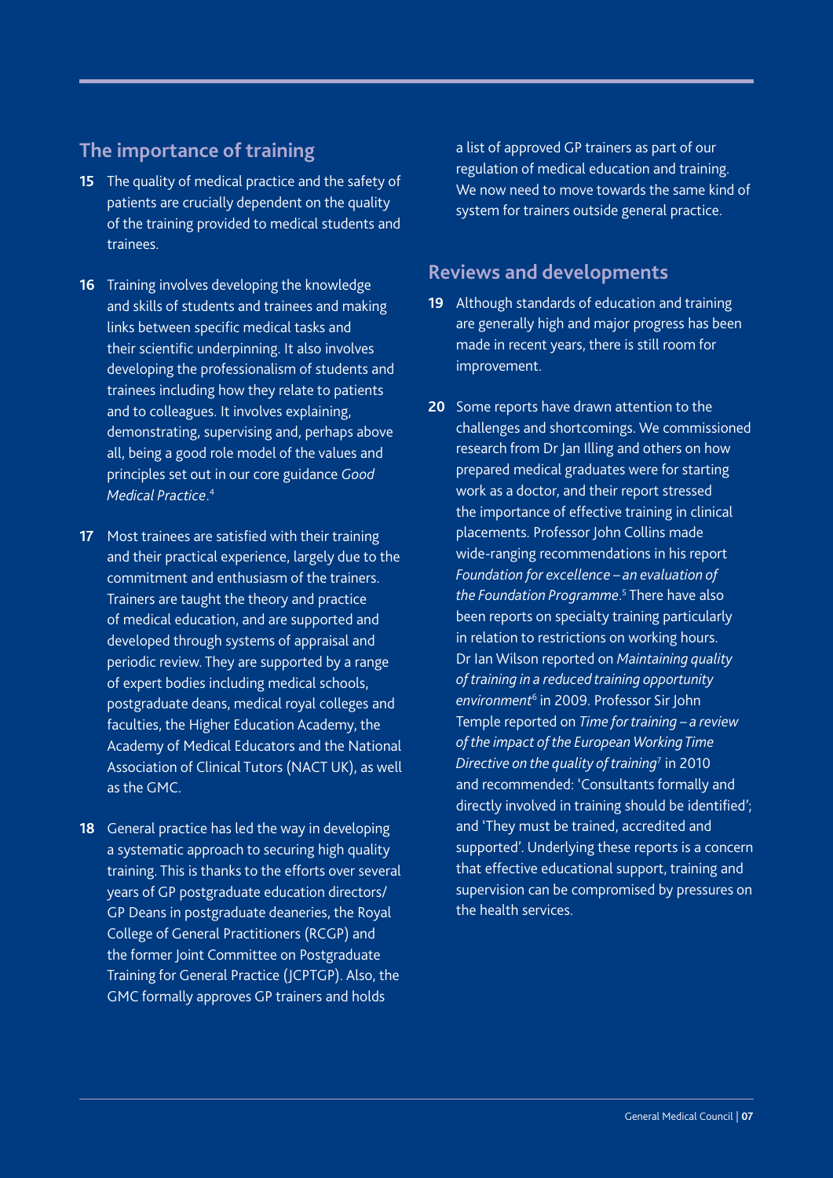## The importance of training

**15** The quality of medical practice and the safety of patients are crucially dependent on the quality of the training provided to medical students and trainees.

**16** Training involves developing the knowledge and skills of students and trainees and making links between specific medical tasks and their scientific underpinning. It also involves developing the professionalism of students and trainees including how they relate to patients and to colleagues. It involves explaining, demonstrating, supervising and, perhaps above all, being a good role model of the values and principles set out in our core guidance *Good Medical Practice*.[4]

**17** Most trainees are satisfied with their training and their practical experience, largely due to the commitment and enthusiasm of the trainers. Trainers are taught the theory and practice of medical education, and are supported and developed through systems of appraisal and periodic review. They are supported by a range of expert bodies including medical schools, postgraduate deans, medical royal colleges and faculties, the Higher Education Academy, the Academy of Medical Educators and the National Association of Clinical Tutors (NACT UK), as well as the GMC.

**18** General practice has led the way in developing a systematic approach to securing high quality training. This is thanks to the efforts over several years of GP postgraduate education directors/GP Deans in postgraduate deaneries, the Royal College of General Practitioners (RCGP) and the former Joint Committee on Postgraduate Training for General Practice (JCPTGP). Also, the GMC formally approves GP trainers and holds a list of approved GP trainers as part of our regulation of medical education and training. We now need to move towards the same kind of system for trainers outside general practice.

## Reviews and developments

**19** Although standards of education and training are generally high and major progress has been made in recent years, there is still room for improvement.

**20** Some reports have drawn attention to the challenges and shortcomings. We commissioned research from Dr Jan Illing and others on how prepared medical graduates were for starting work as a doctor, and their report stressed the importance of effective training in clinical placements. Professor John Collins made wide-ranging recommendations in his report *Foundation for excellence – an evaluation of the Foundation Programme*.[5] There have also been reports on specialty training particularly in relation to restrictions on working hours. Dr Ian Wilson reported on *Maintaining quality of training in a reduced training opportunity environment*[6] in 2009. Professor Sir John Temple reported on *Time for training – a review of the impact of the European Working Time Directive on the quality of training*[7] in 2010 and recommended: 'Consultants formally and directly involved in training should be identified'; and 'They must be trained, accredited and supported'. Underlying these reports is a concern that effective educational support, training and supervision can be compromised by pressures on the health services.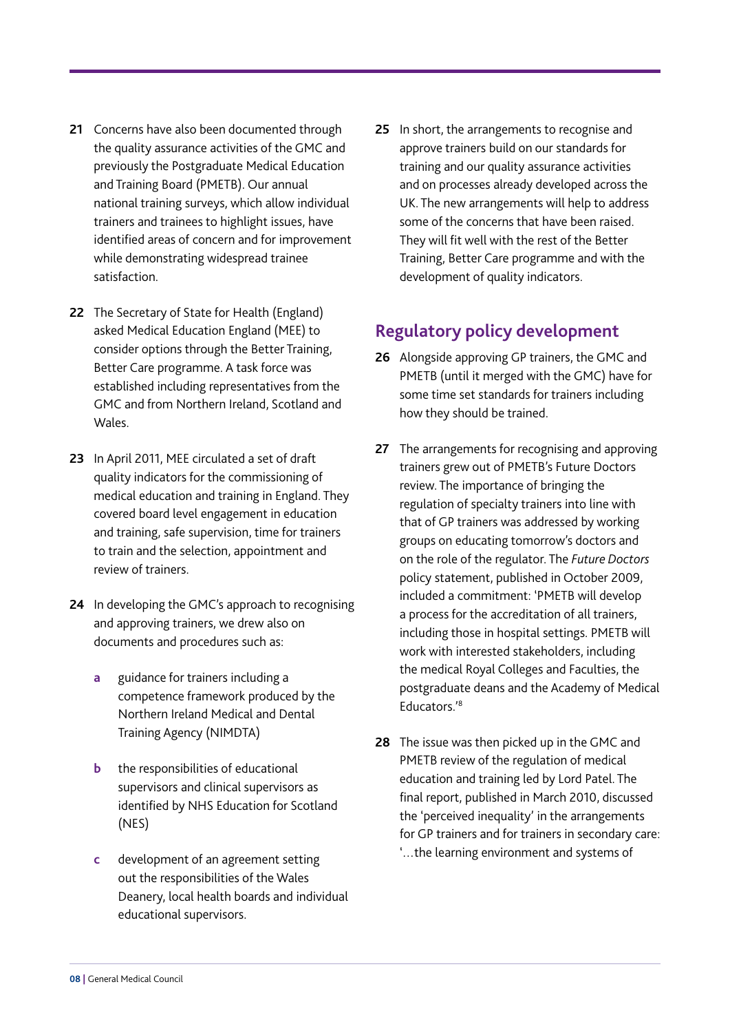**21** Concerns have also been documented through the quality assurance activities of the GMC and previously the Postgraduate Medical Education and Training Board (PMETB). Our annual national training surveys, which allow individual trainers and trainees to highlight issues, have identified areas of concern and for improvement while demonstrating widespread trainee satisfaction.

**22** The Secretary of State for Health (England) asked Medical Education England (MEE) to consider options through the Better Training, Better Care programme. A task force was established including representatives from the GMC and from Northern Ireland, Scotland and Wales.

**23** In April 2011, MEE circulated a set of draft quality indicators for the commissioning of medical education and training in England. They covered board level engagement in education and training, safe supervision, time for trainers to train and the selection, appointment and review of trainers.

**24** In developing the GMC's approach to recognising and approving trainers, we drew also on documents and procedures such as:

**a** guidance for trainers including a competence framework produced by the Northern Ireland Medical and Dental Training Agency (NIMDTA)

**b** the responsibilities of educational supervisors and clinical supervisors as identified by NHS Education for Scotland (NES)

**c** development of an agreement setting out the responsibilities of the Wales Deanery, local health boards and individual educational supervisors.

**25** In short, the arrangements to recognise and approve trainers build on our standards for training and our quality assurance activities and on processes already developed across the UK. The new arrangements will help to address some of the concerns that have been raised. They will fit well with the rest of the Better Training, Better Care programme and with the development of quality indicators.

## Regulatory policy development

**26** Alongside approving GP trainers, the GMC and PMETB (until it merged with the GMC) have for some time set standards for trainers including how they should be trained.

**27** The arrangements for recognising and approving trainers grew out of PMETB's Future Doctors review. The importance of bringing the regulation of specialty trainers into line with that of GP trainers was addressed by working groups on educating tomorrow's doctors and on the role of the regulator. The *Future Doctors* policy statement, published in October 2009, included a commitment: 'PMETB will develop a process for the accreditation of all trainers, including those in hospital settings. PMETB will work with interested stakeholders, including the medical Royal Colleges and Faculties, the postgraduate deans and the Academy of Medical Educators.'[8]

**28** The issue was then picked up in the GMC and PMETB review of the regulation of medical education and training led by Lord Patel. The final report, published in March 2010, discussed the 'perceived inequality' in the arrangements for GP trainers and for trainers in secondary care: '…the learning environment and systems of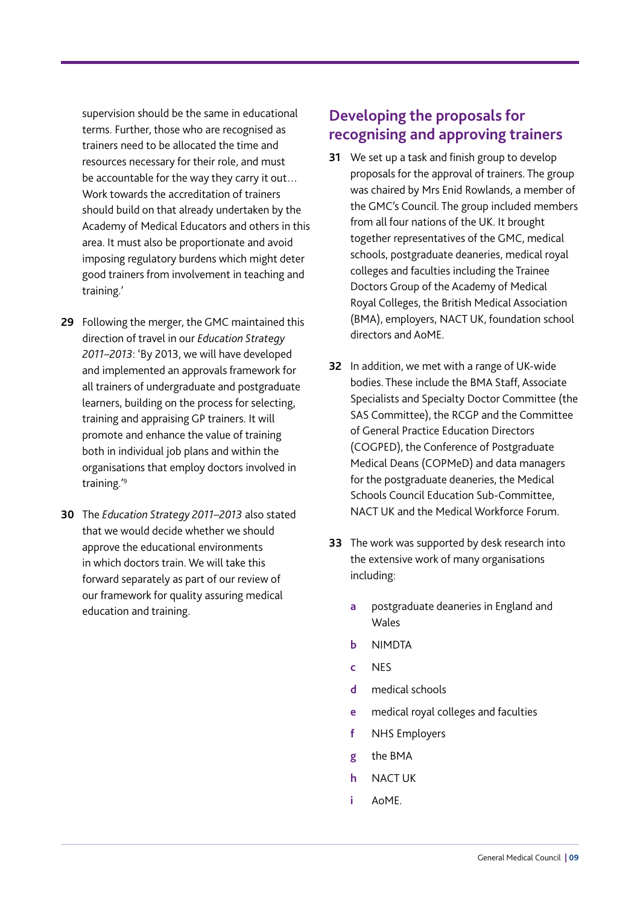supervision should be the same in educational terms. Further, those who are recognised as trainers need to be allocated the time and resources necessary for their role, and must be accountable for the way they carry it out… Work towards the accreditation of trainers should build on that already undertaken by the Academy of Medical Educators and others in this area. It must also be proportionate and avoid imposing regulatory burdens which might deter good trainers from involvement in teaching and training.'

**29** Following the merger, the GMC maintained this direction of travel in our *Education Strategy 2011–2013*: 'By 2013, we will have developed and implemented an approvals framework for all trainers of undergraduate and postgraduate learners, building on the process for selecting, training and appraising GP trainers. It will promote and enhance the value of training both in individual job plans and within the organisations that employ doctors involved in training.'[9]

**30** The *Education Strategy 2011–2013* also stated that we would decide whether we should approve the educational environments in which doctors train. We will take this forward separately as part of our review of our framework for quality assuring medical education and training.

## Developing the proposals for recognising and approving trainers

**31** We set up a task and finish group to develop proposals for the approval of trainers. The group was chaired by Mrs Enid Rowlands, a member of the GMC's Council. The group included members from all four nations of the UK. It brought together representatives of the GMC, medical schools, postgraduate deaneries, medical royal colleges and faculties including the Trainee Doctors Group of the Academy of Medical Royal Colleges, the British Medical Association (BMA), employers, NACT UK, foundation school directors and AoME.

**32** In addition, we met with a range of UK-wide bodies. These include the BMA Staff, Associate Specialists and Specialty Doctor Committee (the SAS Committee), the RCGP and the Committee of General Practice Education Directors (COGPED), the Conference of Postgraduate Medical Deans (COPMeD) and data managers for the postgraduate deaneries, the Medical Schools Council Education Sub-Committee, NACT UK and the Medical Workforce Forum.

**33** The work was supported by desk research into the extensive work of many organisations including:

- **a** postgraduate deaneries in England and Wales
- **b** NIMDTA
- **c** NES
- **d** medical schools
- **e** medical royal colleges and faculties
- **f** NHS Employers
- **g** the BMA
- **h** NACT UK
- **i** AoME.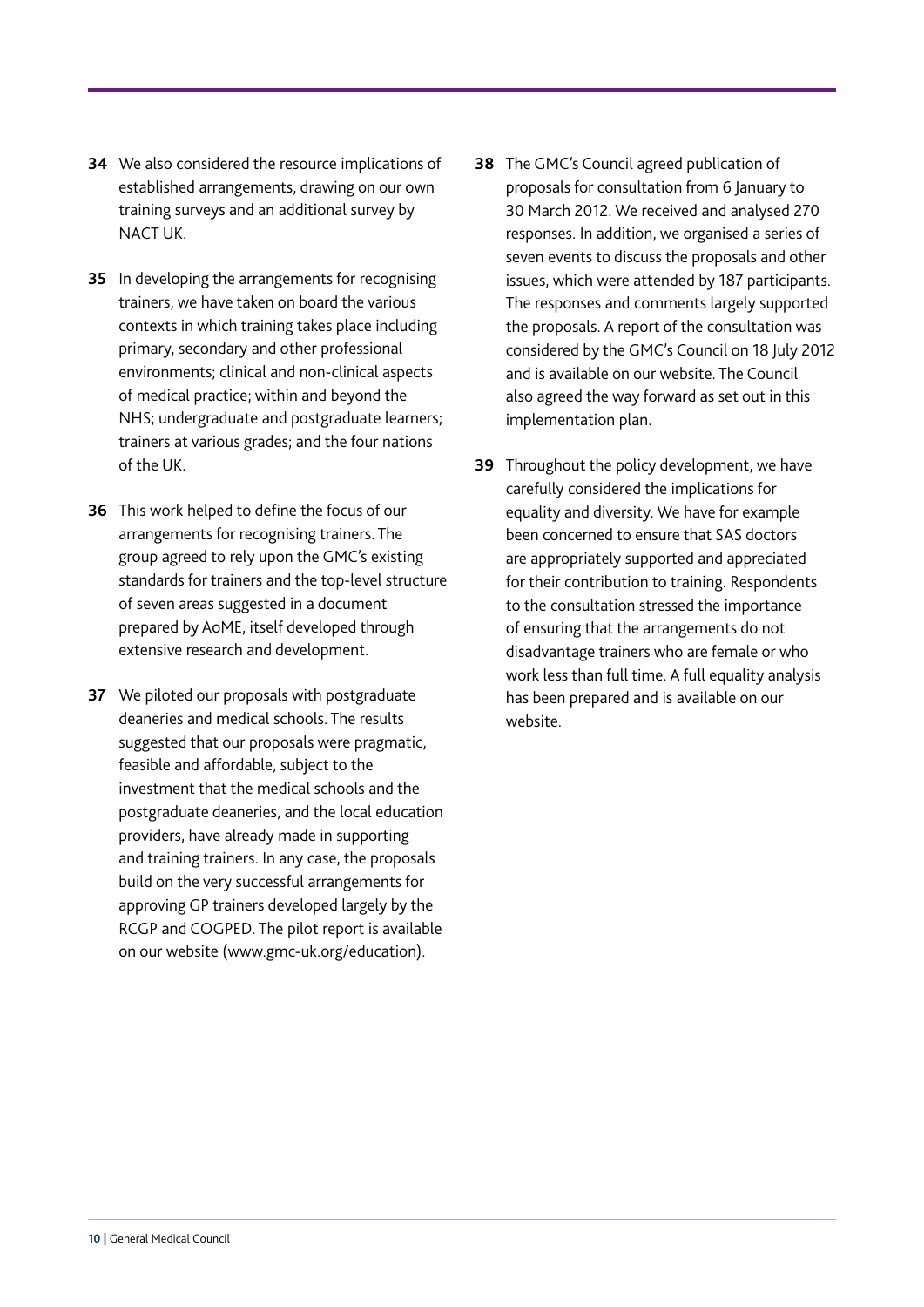**34** We also considered the resource implications of established arrangements, drawing on our own training surveys and an additional survey by NACT UK.

**35** In developing the arrangements for recognising trainers, we have taken on board the various contexts in which training takes place including primary, secondary and other professional environments; clinical and non-clinical aspects of medical practice; within and beyond the NHS; undergraduate and postgraduate learners; trainers at various grades; and the four nations of the UK.

**36** This work helped to define the focus of our arrangements for recognising trainers. The group agreed to rely upon the GMC's existing standards for trainers and the top-level structure of seven areas suggested in a document prepared by AoME, itself developed through extensive research and development.

**37** We piloted our proposals with postgraduate deaneries and medical schools. The results suggested that our proposals were pragmatic, feasible and affordable, subject to the investment that the medical schools and the postgraduate deaneries, and the local education providers, have already made in supporting and training trainers. In any case, the proposals build on the very successful arrangements for approving GP trainers developed largely by the RCGP and COGPED. The pilot report is available on our website (www.gmc-uk.org/education).

**38** The GMC's Council agreed publication of proposals for consultation from 6 January to 30 March 2012. We received and analysed 270 responses. In addition, we organised a series of seven events to discuss the proposals and other issues, which were attended by 187 participants. The responses and comments largely supported the proposals. A report of the consultation was considered by the GMC's Council on 18 July 2012 and is available on our website. The Council also agreed the way forward as set out in this implementation plan.

**39** Throughout the policy development, we have carefully considered the implications for equality and diversity. We have for example been concerned to ensure that SAS doctors are appropriately supported and appreciated for their contribution to training. Respondents to the consultation stressed the importance of ensuring that the arrangements do not disadvantage trainers who are female or who work less than full time. A full equality analysis has been prepared and is available on our website.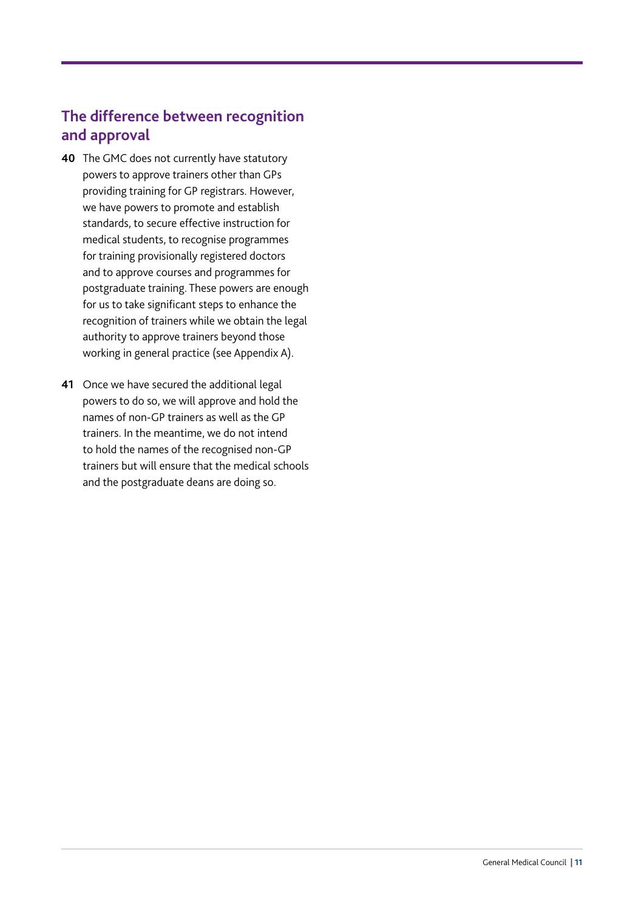## The difference between recognition and approval

**40** The GMC does not currently have statutory powers to approve trainers other than GPs providing training for GP registrars. However, we have powers to promote and establish standards, to secure effective instruction for medical students, to recognise programmes for training provisionally registered doctors and to approve courses and programmes for postgraduate training. These powers are enough for us to take significant steps to enhance the recognition of trainers while we obtain the legal authority to approve trainers beyond those working in general practice (see Appendix A).

**41** Once we have secured the additional legal powers to do so, we will approve and hold the names of non-GP trainers as well as the GP trainers. In the meantime, we do not intend to hold the names of the recognised non-GP trainers but will ensure that the medical schools and the postgraduate deans are doing so.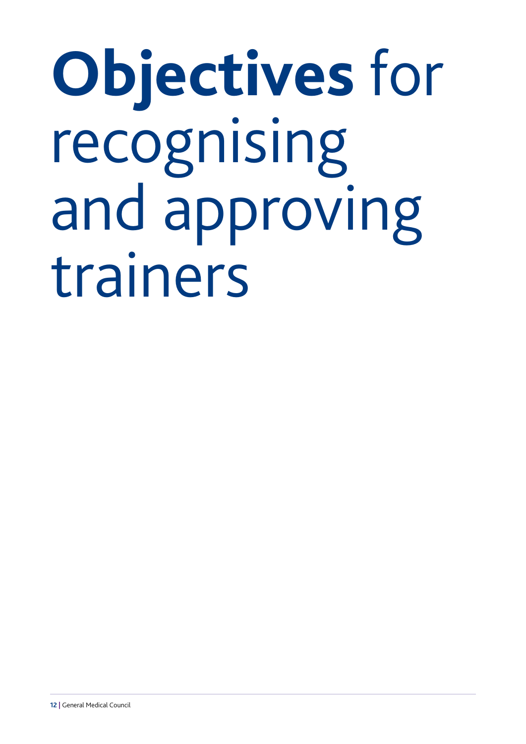# **Objectives** for recognising and approving trainers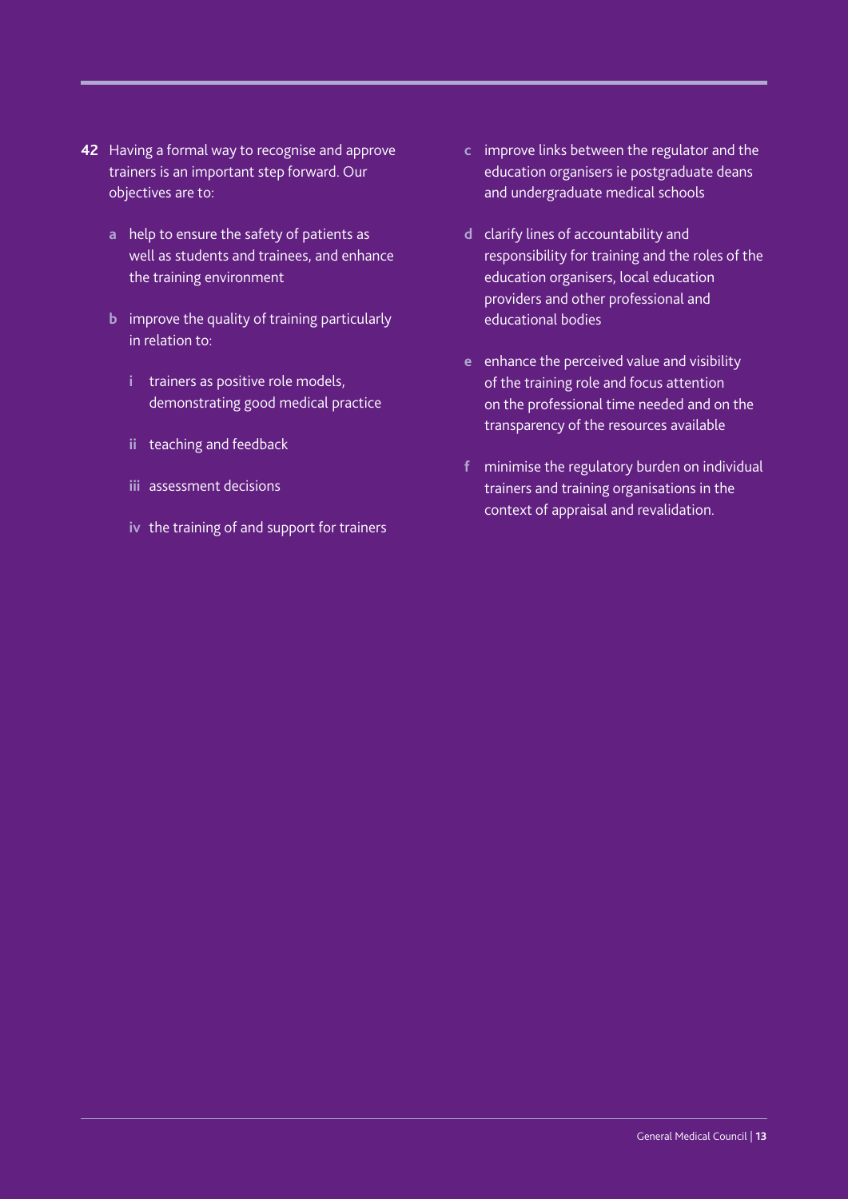**42** Having a formal way to recognise and approve trainers is an important step forward. Our objectives are to:

- **a** help to ensure the safety of patients as well as students and trainees, and enhance the training environment
- **b** improve the quality of training particularly in relation to:
  - **i** trainers as positive role models, demonstrating good medical practice
  - **ii** teaching and feedback
  - **iii** assessment decisions
  - **iv** the training of and support for trainers
- **c** improve links between the regulator and the education organisers ie postgraduate deans and undergraduate medical schools
- **d** clarify lines of accountability and responsibility for training and the roles of the education organisers, local education providers and other professional and educational bodies
- **e** enhance the perceived value and visibility of the training role and focus attention on the professional time needed and on the transparency of the resources available
- **f** minimise the regulatory burden on individual trainers and training organisations in the context of appraisal and revalidation.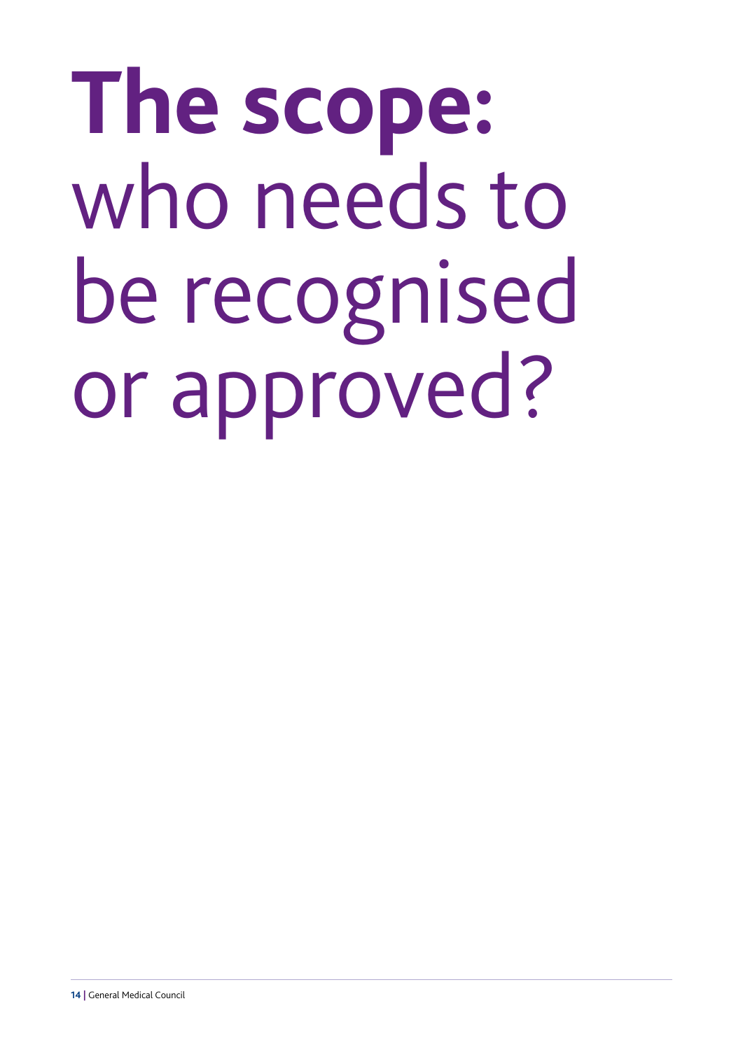# **The scope:** who needs to be recognised or approved?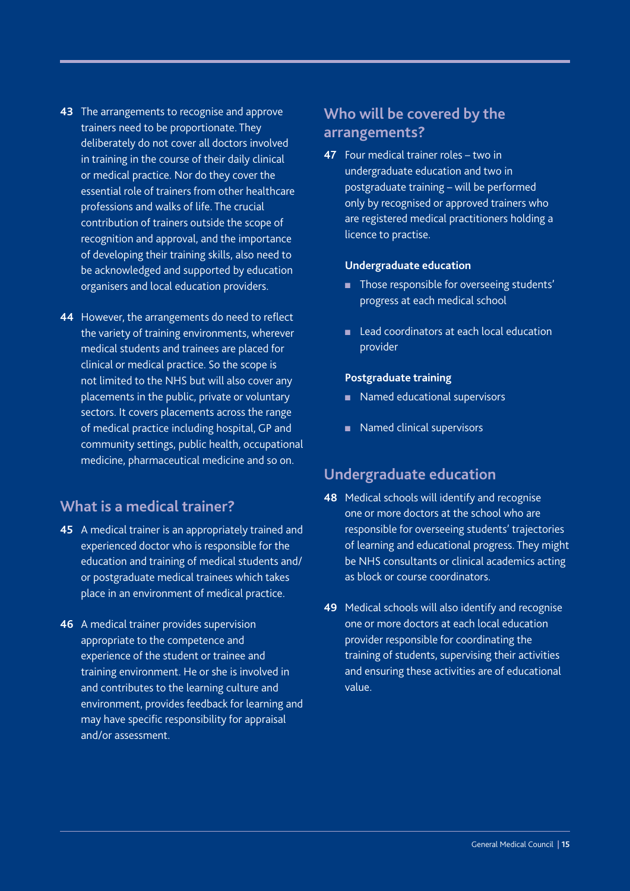**43** The arrangements to recognise and approve trainers need to be proportionate. They deliberately do not cover all doctors involved in training in the course of their daily clinical or medical practice. Nor do they cover the essential role of trainers from other healthcare professions and walks of life. The crucial contribution of trainers outside the scope of recognition and approval, and the importance of developing their training skills, also need to be acknowledged and supported by education organisers and local education providers.

**44** However, the arrangements do need to reflect the variety of training environments, wherever medical students and trainees are placed for clinical or medical practice. So the scope is not limited to the NHS but will also cover any placements in the public, private or voluntary sectors. It covers placements across the range of medical practice including hospital, GP and community settings, public health, occupational medicine, pharmaceutical medicine and so on.

## What is a medical trainer?

**45** A medical trainer is an appropriately trained and experienced doctor who is responsible for the education and training of medical students and/or postgraduate medical trainees which takes place in an environment of medical practice.

**46** A medical trainer provides supervision appropriate to the competence and experience of the student or trainee and training environment. He or she is involved in and contributes to the learning culture and environment, provides feedback for learning and may have specific responsibility for appraisal and/or assessment.

## Who will be covered by the arrangements?

**47** Four medical trainer roles – two in undergraduate education and two in postgraduate training – will be performed only by recognised or approved trainers who are registered medical practitioners holding a licence to practise.

**Undergraduate education**

- Those responsible for overseeing students' progress at each medical school
- Lead coordinators at each local education provider

**Postgraduate training**

- Named educational supervisors
- Named clinical supervisors

## Undergraduate education

**48** Medical schools will identify and recognise one or more doctors at the school who are responsible for overseeing students' trajectories of learning and educational progress. They might be NHS consultants or clinical academics acting as block or course coordinators.

**49** Medical schools will also identify and recognise one or more doctors at each local education provider responsible for coordinating the training of students, supervising their activities and ensuring these activities are of educational value.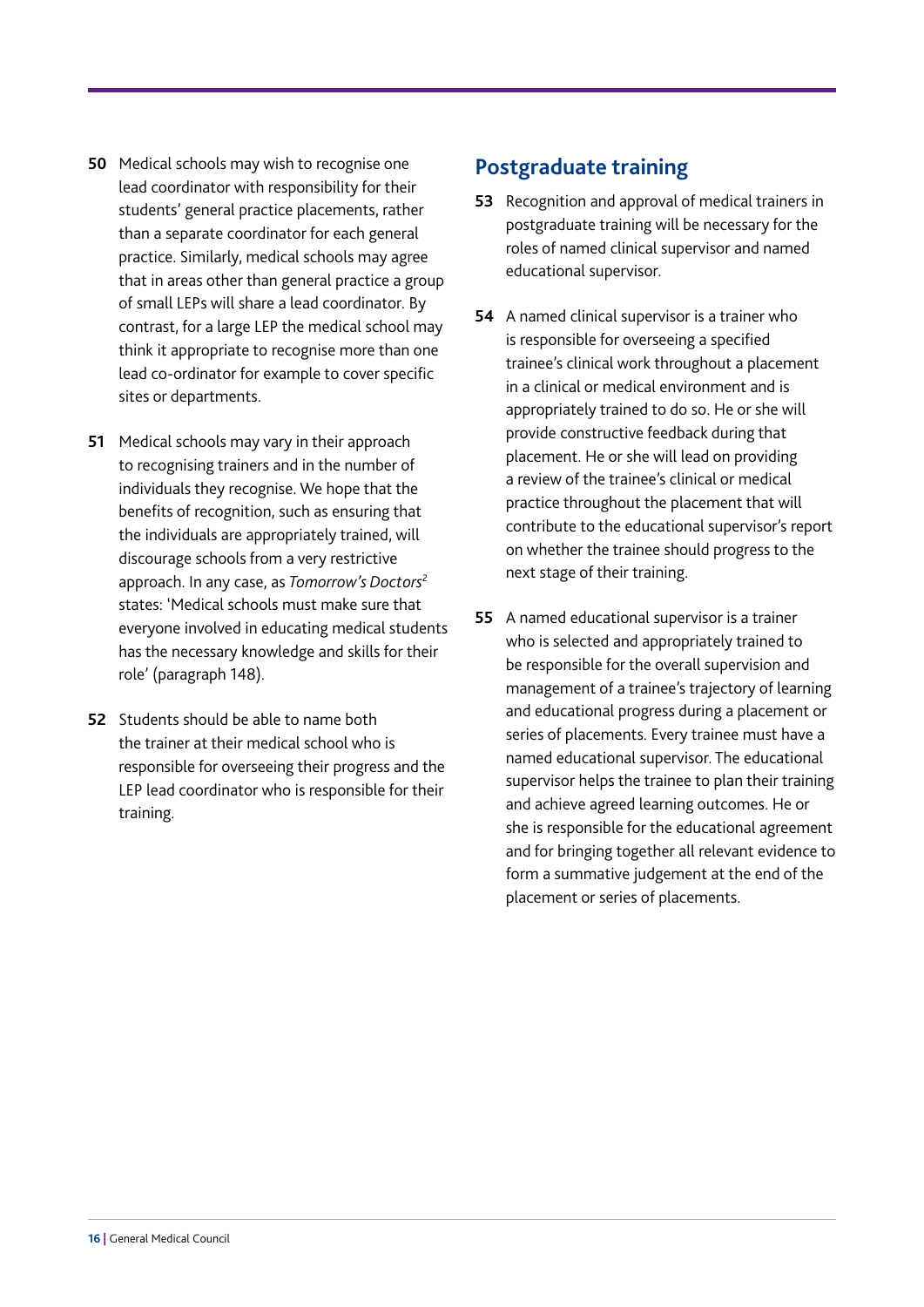**50** Medical schools may wish to recognise one lead coordinator with responsibility for their students' general practice placements, rather than a separate coordinator for each general practice. Similarly, medical schools may agree that in areas other than general practice a group of small LEPs will share a lead coordinator. By contrast, for a large LEP the medical school may think it appropriate to recognise more than one lead co-ordinator for example to cover specific sites or departments.

**51** Medical schools may vary in their approach to recognising trainers and in the number of individuals they recognise. We hope that the benefits of recognition, such as ensuring that the individuals are appropriately trained, will discourage schools from a very restrictive approach. In any case, as *Tomorrow's Doctors*[2] states: 'Medical schools must make sure that everyone involved in educating medical students has the necessary knowledge and skills for their role' (paragraph 148).

**52** Students should be able to name both the trainer at their medical school who is responsible for overseeing their progress and the LEP lead coordinator who is responsible for their training.

## Postgraduate training

**53** Recognition and approval of medical trainers in postgraduate training will be necessary for the roles of named clinical supervisor and named educational supervisor.

**54** A named clinical supervisor is a trainer who is responsible for overseeing a specified trainee's clinical work throughout a placement in a clinical or medical environment and is appropriately trained to do so. He or she will provide constructive feedback during that placement. He or she will lead on providing a review of the trainee's clinical or medical practice throughout the placement that will contribute to the educational supervisor's report on whether the trainee should progress to the next stage of their training.

**55** A named educational supervisor is a trainer who is selected and appropriately trained to be responsible for the overall supervision and management of a trainee's trajectory of learning and educational progress during a placement or series of placements. Every trainee must have a named educational supervisor. The educational supervisor helps the trainee to plan their training and achieve agreed learning outcomes. He or she is responsible for the educational agreement and for bringing together all relevant evidence to form a summative judgement at the end of the placement or series of placements.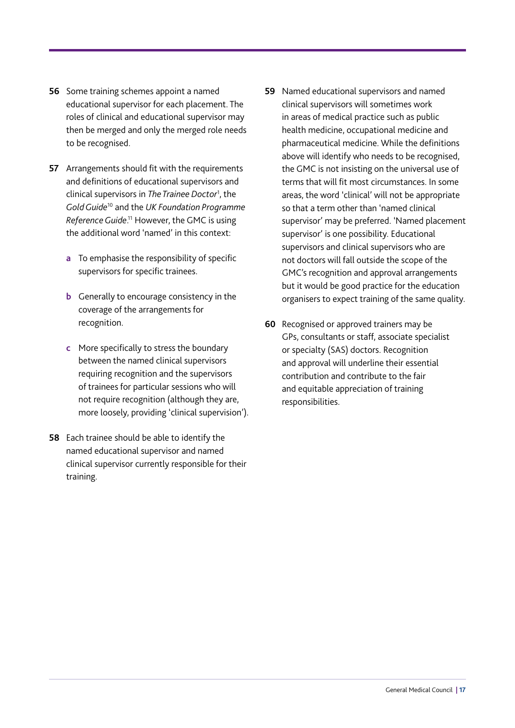**56** Some training schemes appoint a named educational supervisor for each placement. The roles of clinical and educational supervisor may then be merged and only the merged role needs to be recognised.

**57** Arrangements should fit with the requirements and definitions of educational supervisors and clinical supervisors in *The Trainee Doctor*[1], the *Gold Guide*[10] and the *UK Foundation Programme Reference Guide*.[11] However, the GMC is using the additional word 'named' in this context:

- **a** To emphasise the responsibility of specific supervisors for specific trainees.
- **b** Generally to encourage consistency in the coverage of the arrangements for recognition.
- **c** More specifically to stress the boundary between the named clinical supervisors requiring recognition and the supervisors of trainees for particular sessions who will not require recognition (although they are, more loosely, providing 'clinical supervision').

**58** Each trainee should be able to identify the named educational supervisor and named clinical supervisor currently responsible for their training.

**59** Named educational supervisors and named clinical supervisors will sometimes work in areas of medical practice such as public health medicine, occupational medicine and pharmaceutical medicine. While the definitions above will identify who needs to be recognised, the GMC is not insisting on the universal use of terms that will fit most circumstances. In some areas, the word 'clinical' will not be appropriate so that a term other than 'named clinical supervisor' may be preferred. 'Named placement supervisor' is one possibility. Educational supervisors and clinical supervisors who are not doctors will fall outside the scope of the GMC's recognition and approval arrangements but it would be good practice for the education organisers to expect training of the same quality.

**60** Recognised or approved trainers may be GPs, consultants or staff, associate specialist or specialty (SAS) doctors. Recognition and approval will underline their essential contribution and contribute to the fair and equitable appreciation of training responsibilities.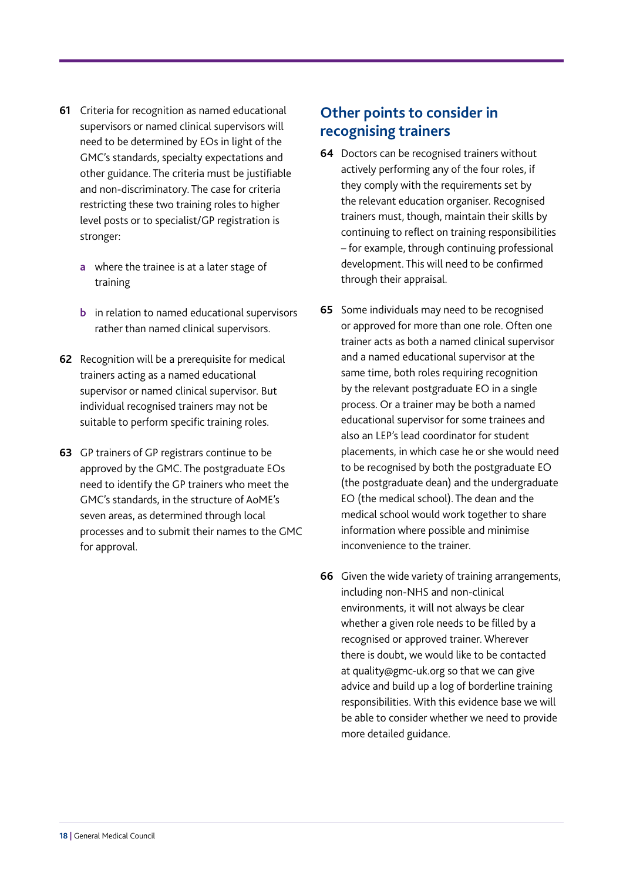**61** Criteria for recognition as named educational supervisors or named clinical supervisors will need to be determined by EOs in light of the GMC's standards, specialty expectations and other guidance. The criteria must be justifiable and non-discriminatory. The case for criteria restricting these two training roles to higher level posts or to specialist/GP registration is stronger:

- **a** where the trainee is at a later stage of training
- **b** in relation to named educational supervisors rather than named clinical supervisors.

**62** Recognition will be a prerequisite for medical trainers acting as a named educational supervisor or named clinical supervisor. But individual recognised trainers may not be suitable to perform specific training roles.

**63** GP trainers of GP registrars continue to be approved by the GMC. The postgraduate EOs need to identify the GP trainers who meet the GMC's standards, in the structure of AoME's seven areas, as determined through local processes and to submit their names to the GMC for approval.

## Other points to consider in recognising trainers

**64** Doctors can be recognised trainers without actively performing any of the four roles, if they comply with the requirements set by the relevant education organiser. Recognised trainers must, though, maintain their skills by continuing to reflect on training responsibilities – for example, through continuing professional development. This will need to be confirmed through their appraisal.

**65** Some individuals may need to be recognised or approved for more than one role. Often one trainer acts as both a named clinical supervisor and a named educational supervisor at the same time, both roles requiring recognition by the relevant postgraduate EO in a single process. Or a trainer may be both a named educational supervisor for some trainees and also an LEP's lead coordinator for student placements, in which case he or she would need to be recognised by both the postgraduate EO (the postgraduate dean) and the undergraduate EO (the medical school). The dean and the medical school would work together to share information where possible and minimise inconvenience to the trainer.

**66** Given the wide variety of training arrangements, including non-NHS and non-clinical environments, it will not always be clear whether a given role needs to be filled by a recognised or approved trainer. Wherever there is doubt, we would like to be contacted at quality@gmc-uk.org so that we can give advice and build up a log of borderline training responsibilities. With this evidence base we will be able to consider whether we need to provide more detailed guidance.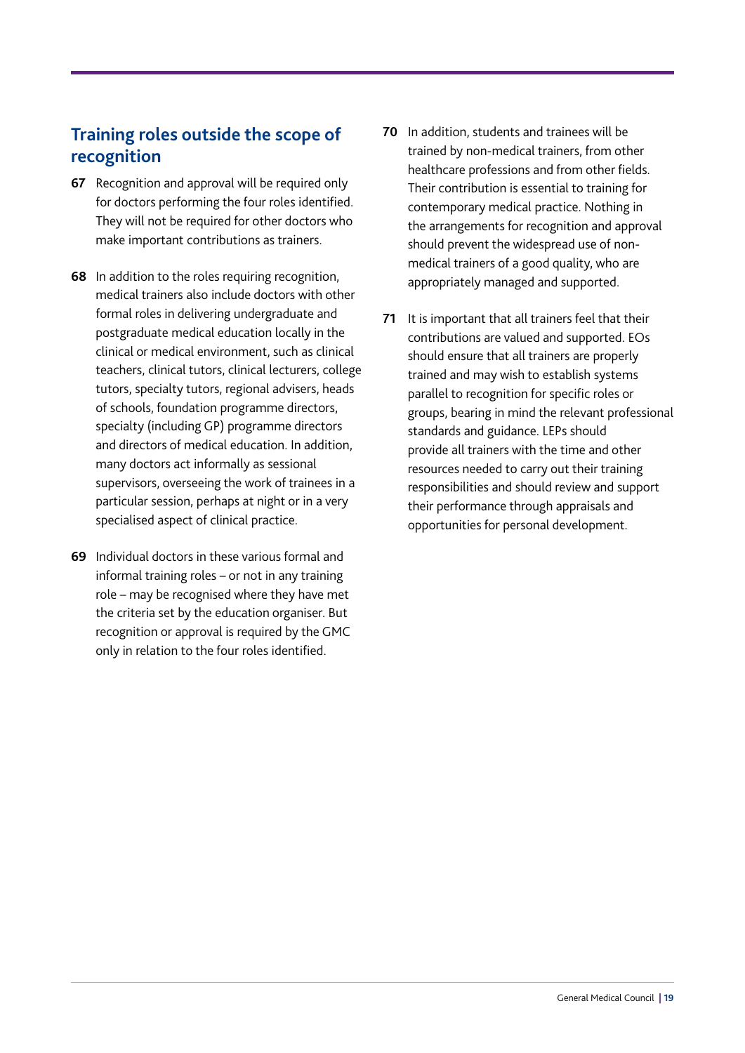## Training roles outside the scope of recognition

**67** Recognition and approval will be required only for doctors performing the four roles identified. They will not be required for other doctors who make important contributions as trainers.

**68** In addition to the roles requiring recognition, medical trainers also include doctors with other formal roles in delivering undergraduate and postgraduate medical education locally in the clinical or medical environment, such as clinical teachers, clinical tutors, clinical lecturers, college tutors, specialty tutors, regional advisers, heads of schools, foundation programme directors, specialty (including GP) programme directors and directors of medical education. In addition, many doctors act informally as sessional supervisors, overseeing the work of trainees in a particular session, perhaps at night or in a very specialised aspect of clinical practice.

**69** Individual doctors in these various formal and informal training roles – or not in any training role – may be recognised where they have met the criteria set by the education organiser. But recognition or approval is required by the GMC only in relation to the four roles identified.

**70** In addition, students and trainees will be trained by non-medical trainers, from other healthcare professions and from other fields. Their contribution is essential to training for contemporary medical practice. Nothing in the arrangements for recognition and approval should prevent the widespread use of non-medical trainers of a good quality, who are appropriately managed and supported.

**71** It is important that all trainers feel that their contributions are valued and supported. EOs should ensure that all trainers are properly trained and may wish to establish systems parallel to recognition for specific roles or groups, bearing in mind the relevant professional standards and guidance. LEPs should provide all trainers with the time and other resources needed to carry out their training responsibilities and should review and support their performance through appraisals and opportunities for personal development.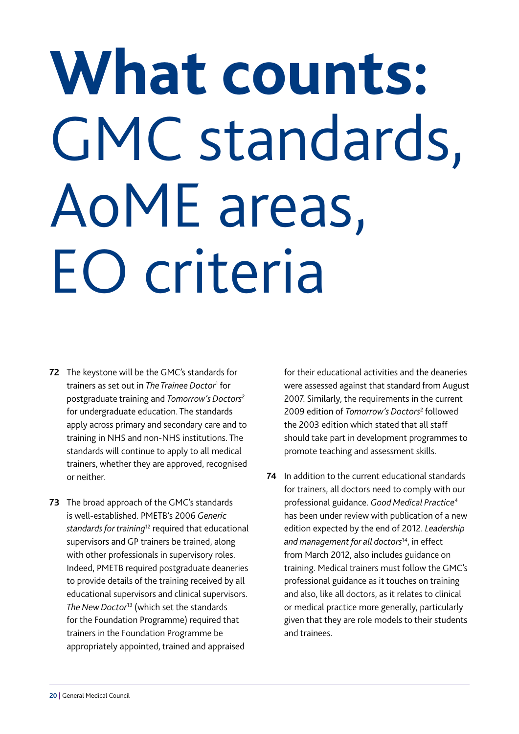# **What counts:** GMC standards, AoME areas, EO criteria

**72** The keystone will be the GMC's standards for trainers as set out in *The Trainee Doctor*[1] for postgraduate training and *Tomorrow's Doctors*[2] for undergraduate education. The standards apply across primary and secondary care and to training in NHS and non-NHS institutions. The standards will continue to apply to all medical trainers, whether they are approved, recognised or neither.

**73** The broad approach of the GMC's standards is well-established. PMETB's 2006 *Generic standards for training*[12] required that educational supervisors and GP trainers be trained, along with other professionals in supervisory roles. Indeed, PMETB required postgraduate deaneries to provide details of the training received by all educational supervisors and clinical supervisors. *The New Doctor*[13] (which set the standards for the Foundation Programme) required that trainers in the Foundation Programme be appropriately appointed, trained and appraised for their educational activities and the deaneries were assessed against that standard from August 2007. Similarly, the requirements in the current 2009 edition of *Tomorrow's Doctors*[2] followed the 2003 edition which stated that all staff should take part in development programmes to promote teaching and assessment skills.

**74** In addition to the current educational standards for trainers, all doctors need to comply with our professional guidance. *Good Medical Practice*[4] has been under review with publication of a new edition expected by the end of 2012. *Leadership and management for all doctors*[14], in effect from March 2012, also includes guidance on training. Medical trainers must follow the GMC's professional guidance as it touches on training and also, like all doctors, as it relates to clinical or medical practice more generally, particularly given that they are role models to their students and trainees.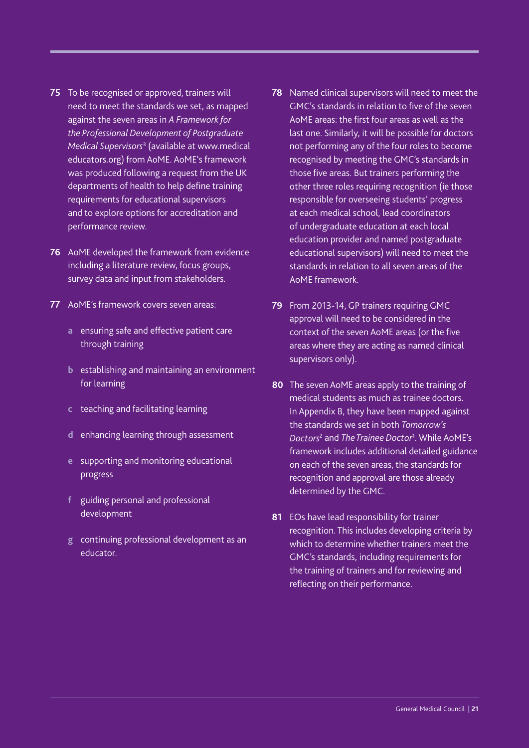**75** To be recognised or approved, trainers will need to meet the standards we set, as mapped against the seven areas in *A Framework for the Professional Development of Postgraduate Medical Supervisors*[3] (available at www.medicaleducators.org) from AoME. AoME's framework was produced following a request from the UK departments of health to help define training requirements for educational supervisors and to explore options for accreditation and performance review.

**76** AoME developed the framework from evidence including a literature review, focus groups, survey data and input from stakeholders.

**77** AoME's framework covers seven areas:

- **a** ensuring safe and effective patient care through training
- **b** establishing and maintaining an environment for learning
- **c** teaching and facilitating learning
- **d** enhancing learning through assessment
- **e** supporting and monitoring educational progress
- **f** guiding personal and professional development
- **g** continuing professional development as an educator.

**78** Named clinical supervisors will need to meet the GMC's standards in relation to five of the seven AoME areas: the first four areas as well as the last one. Similarly, it will be possible for doctors not performing any of the four roles to become recognised by meeting the GMC's standards in those five areas. But trainers performing the other three roles requiring recognition (ie those responsible for overseeing students' progress at each medical school, lead coordinators of undergraduate education at each local education provider and named postgraduate educational supervisors) will need to meet the standards in relation to all seven areas of the AoME framework.

**79** From 2013-14, GP trainers requiring GMC approval will need to be considered in the context of the seven AoME areas (or the five areas where they are acting as named clinical supervisors only).

**80** The seven AoME areas apply to the training of medical students as much as trainee doctors. In Appendix B, they have been mapped against the standards we set in both *Tomorrow's Doctors*[2] and *The Trainee Doctor*[1]. While AoME's framework includes additional detailed guidance on each of the seven areas, the standards for recognition and approval are those already determined by the GMC.

**81** EOs have lead responsibility for trainer recognition. This includes developing criteria by which to determine whether trainers meet the GMC's standards, including requirements for the training of trainers and for reviewing and reflecting on their performance.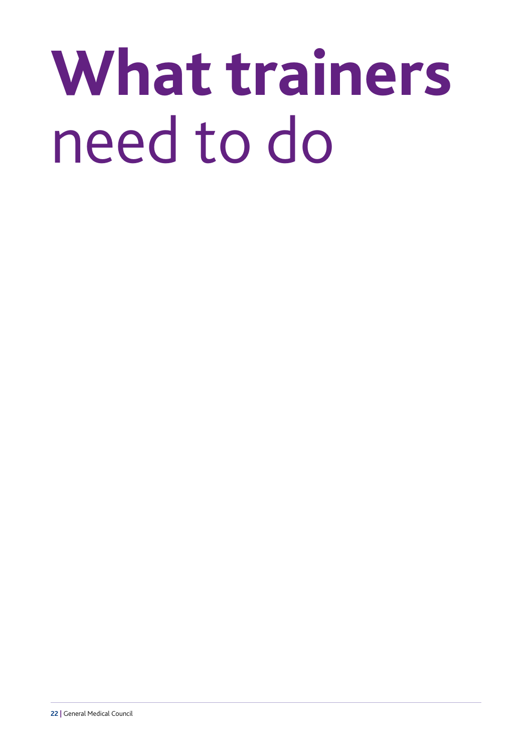# What trainers need to do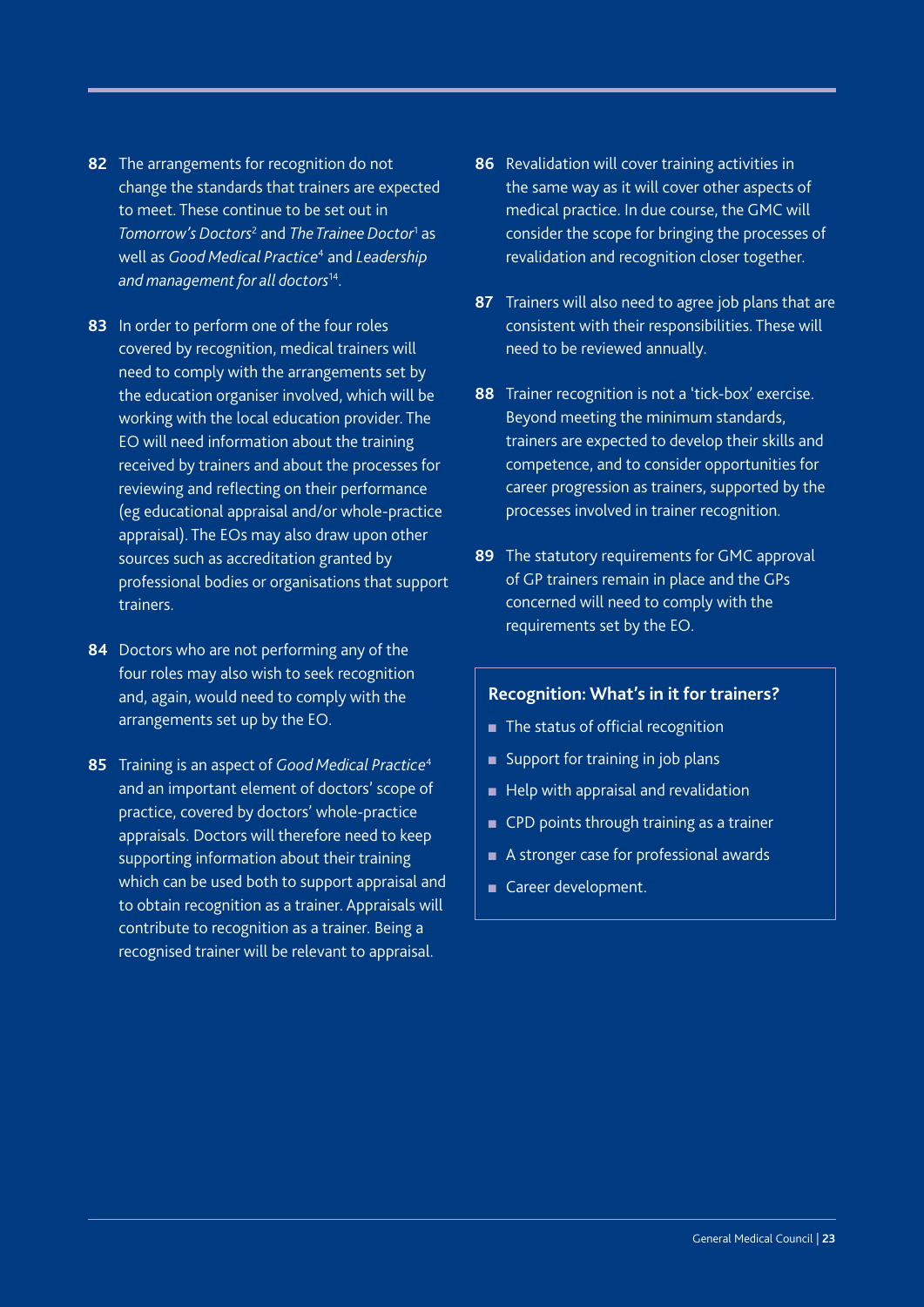**82** The arrangements for recognition do not change the standards that trainers are expected to meet. These continue to be set out in *Tomorrow's Doctors*[2] and *The Trainee Doctor*[1] as well as *Good Medical Practice*[4] and *Leadership and management for all doctors*[14].

**83** In order to perform one of the four roles covered by recognition, medical trainers will need to comply with the arrangements set by the education organiser involved, which will be working with the local education provider. The EO will need information about the training received by trainers and about the processes for reviewing and reflecting on their performance (eg educational appraisal and/or whole-practice appraisal). The EOs may also draw upon other sources such as accreditation granted by professional bodies or organisations that support trainers.

**84** Doctors who are not performing any of the four roles may also wish to seek recognition and, again, would need to comply with the arrangements set up by the EO.

**85** Training is an aspect of *Good Medical Practice*[4] and an important element of doctors' scope of practice, covered by doctors' whole-practice appraisals. Doctors will therefore need to keep supporting information about their training which can be used both to support appraisal and to obtain recognition as a trainer. Appraisals will contribute to recognition as a trainer. Being a recognised trainer will be relevant to appraisal.

**86** Revalidation will cover training activities in the same way as it will cover other aspects of medical practice. In due course, the GMC will consider the scope for bringing the processes of revalidation and recognition closer together.

**87** Trainers will also need to agree job plans that are consistent with their responsibilities. These will need to be reviewed annually.

**88** Trainer recognition is not a 'tick-box' exercise. Beyond meeting the minimum standards, trainers are expected to develop their skills and competence, and to consider opportunities for career progression as trainers, supported by the processes involved in trainer recognition.

**89** The statutory requirements for GMC approval of GP trainers remain in place and the GPs concerned will need to comply with the requirements set by the EO.

**Recognition: What's in it for trainers?**

- The status of official recognition
- Support for training in job plans
- Help with appraisal and revalidation
- CPD points through training as a trainer
- A stronger case for professional awards
- Career development.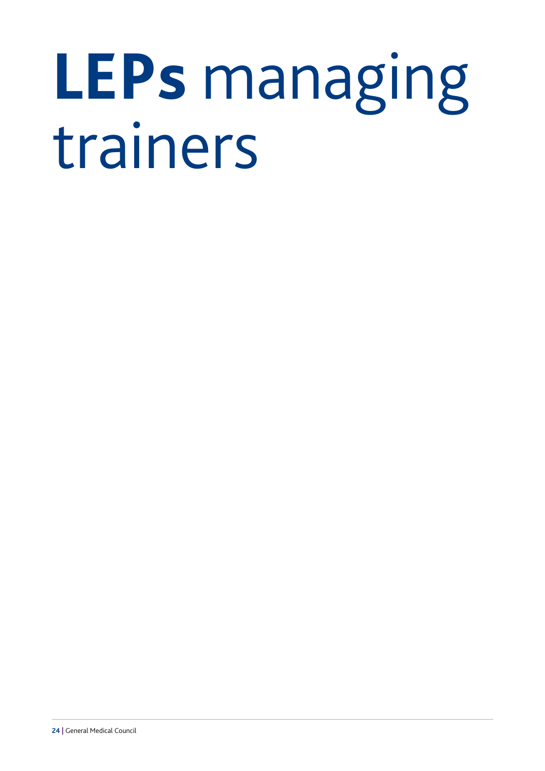# **LEPs** managing trainers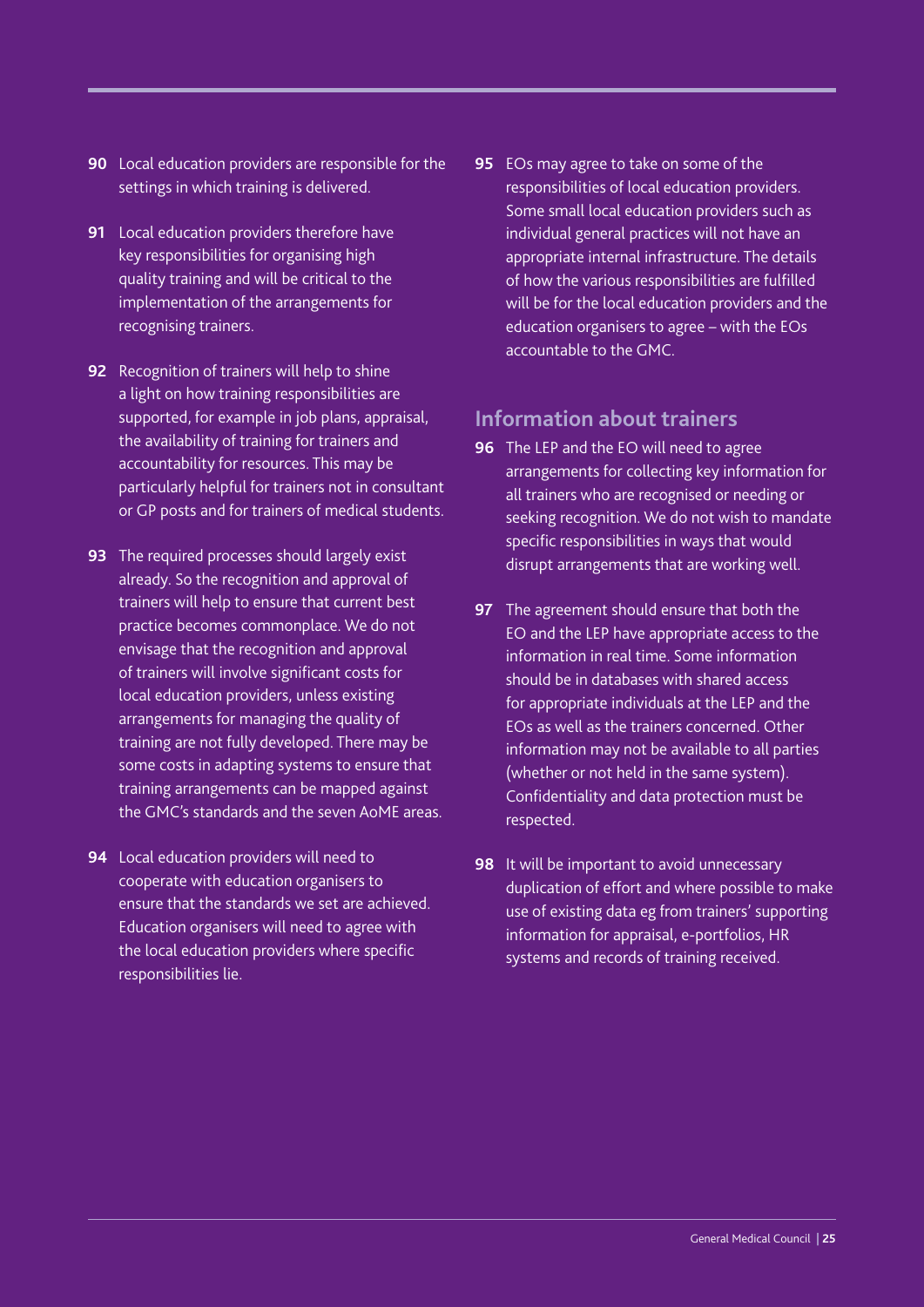**90** Local education providers are responsible for the settings in which training is delivered.

**91** Local education providers therefore have key responsibilities for organising high quality training and will be critical to the implementation of the arrangements for recognising trainers.

**92** Recognition of trainers will help to shine a light on how training responsibilities are supported, for example in job plans, appraisal, the availability of training for trainers and accountability for resources. This may be particularly helpful for trainers not in consultant or GP posts and for trainers of medical students.

**93** The required processes should largely exist already. So the recognition and approval of trainers will help to ensure that current best practice becomes commonplace. We do not envisage that the recognition and approval of trainers will involve significant costs for local education providers, unless existing arrangements for managing the quality of training are not fully developed. There may be some costs in adapting systems to ensure that training arrangements can be mapped against the GMC's standards and the seven AoME areas.

**94** Local education providers will need to cooperate with education organisers to ensure that the standards we set are achieved. Education organisers will need to agree with the local education providers where specific responsibilities lie.

**95** EOs may agree to take on some of the responsibilities of local education providers. Some small local education providers such as individual general practices will not have an appropriate internal infrastructure. The details of how the various responsibilities are fulfilled will be for the local education providers and the education organisers to agree – with the EOs accountable to the GMC.

## Information about trainers

**96** The LEP and the EO will need to agree arrangements for collecting key information for all trainers who are recognised or needing or seeking recognition. We do not wish to mandate specific responsibilities in ways that would disrupt arrangements that are working well.

**97** The agreement should ensure that both the EO and the LEP have appropriate access to the information in real time. Some information should be in databases with shared access for appropriate individuals at the LEP and the EOs as well as the trainers concerned. Other information may not be available to all parties (whether or not held in the same system). Confidentiality and data protection must be respected.

**98** It will be important to avoid unnecessary duplication of effort and where possible to make use of existing data eg from trainers' supporting information for appraisal, e-portfolios, HR systems and records of training received.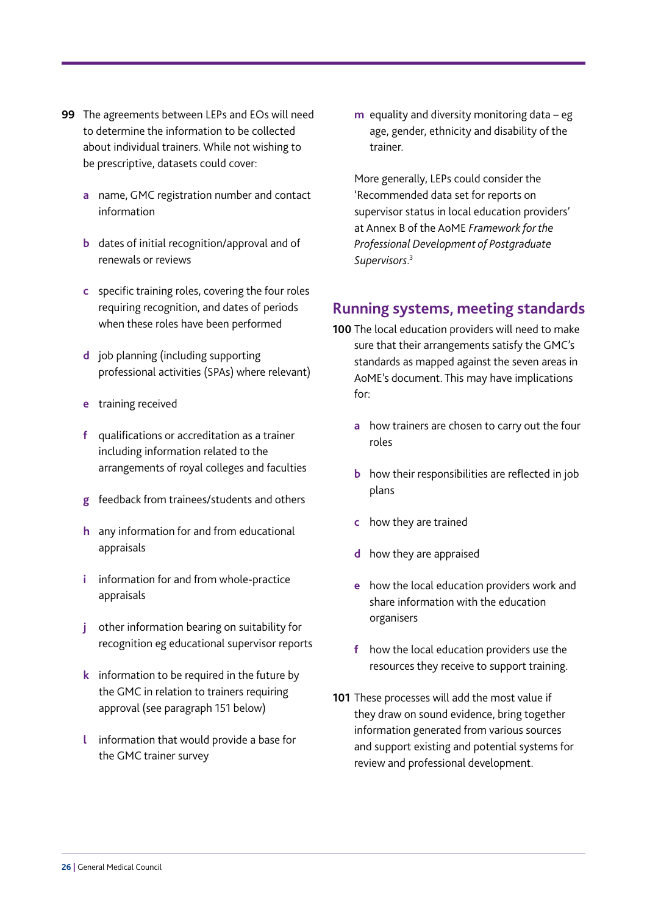**99** The agreements between LEPs and EOs will need to determine the information to be collected about individual trainers. While not wishing to be prescriptive, datasets could cover:

- **a** name, GMC registration number and contact information
- **b** dates of initial recognition/approval and of renewals or reviews
- **c** specific training roles, covering the four roles requiring recognition, and dates of periods when these roles have been performed
- **d** job planning (including supporting professional activities (SPAs) where relevant)
- **e** training received
- **f** qualifications or accreditation as a trainer including information related to the arrangements of royal colleges and faculties
- **g** feedback from trainees/students and others
- **h** any information for and from educational appraisals
- **i** information for and from whole-practice appraisals
- **j** other information bearing on suitability for recognition eg educational supervisor reports
- **k** information to be required in the future by the GMC in relation to trainers requiring approval (see paragraph 151 below)
- **l** information that would provide a base for the GMC trainer survey
- **m** equality and diversity monitoring data – eg age, gender, ethnicity and disability of the trainer.

More generally, LEPs could consider the 'Recommended data set for reports on supervisor status in local education providers' at Annex B of the AoME *Framework for the Professional Development of Postgraduate Supervisors*.[3]

## Running systems, meeting standards

**100** The local education providers will need to make sure that their arrangements satisfy the GMC's standards as mapped against the seven areas in AoME's document. This may have implications for:

- **a** how trainers are chosen to carry out the four roles
- **b** how their responsibilities are reflected in job plans
- **c** how they are trained
- **d** how they are appraised
- **e** how the local education providers work and share information with the education organisers
- **f** how the local education providers use the resources they receive to support training.

**101** These processes will add the most value if they draw on sound evidence, bring together information generated from various sources and support existing and potential systems for review and professional development.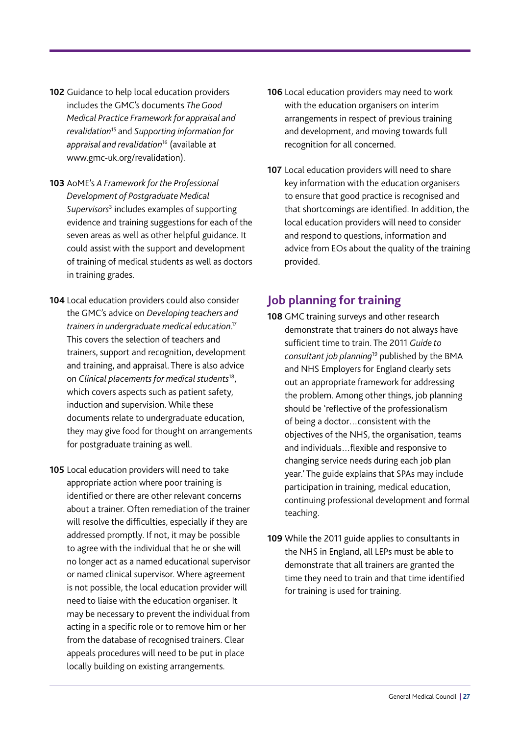**102** Guidance to help local education providers includes the GMC's documents *The Good Medical Practice Framework for appraisal and revalidation*[15] and *Supporting information for appraisal and revalidation*[16] (available at www.gmc-uk.org/revalidation).

**103** AoME's *A Framework for the Professional Development of Postgraduate Medical Supervisors*[3] includes examples of supporting evidence and training suggestions for each of the seven areas as well as other helpful guidance. It could assist with the support and development of training of medical students as well as doctors in training grades.

**104** Local education providers could also consider the GMC's advice on *Developing teachers and trainers in undergraduate medical education*.[17] This covers the selection of teachers and trainers, support and recognition, development and training, and appraisal. There is also advice on *Clinical placements for medical students*[18], which covers aspects such as patient safety, induction and supervision. While these documents relate to undergraduate education, they may give food for thought on arrangements for postgraduate training as well.

**105** Local education providers will need to take appropriate action where poor training is identified or there are other relevant concerns about a trainer. Often remediation of the trainer will resolve the difficulties, especially if they are addressed promptly. If not, it may be possible to agree with the individual that he or she will no longer act as a named educational supervisor or named clinical supervisor. Where agreement is not possible, the local education provider will need to liaise with the education organiser. It may be necessary to prevent the individual from acting in a specific role or to remove him or her from the database of recognised trainers. Clear appeals procedures will need to be put in place locally building on existing arrangements.

**106** Local education providers may need to work with the education organisers on interim arrangements in respect of previous training and development, and moving towards full recognition for all concerned.

**107** Local education providers will need to share key information with the education organisers to ensure that good practice is recognised and that shortcomings are identified. In addition, the local education providers will need to consider and respond to questions, information and advice from EOs about the quality of the training provided.

## Job planning for training

**108** GMC training surveys and other research demonstrate that trainers do not always have sufficient time to train. The 2011 *Guide to consultant job planning*[19] published by the BMA and NHS Employers for England clearly sets out an appropriate framework for addressing the problem. Among other things, job planning should be 'reflective of the professionalism of being a doctor…consistent with the objectives of the NHS, the organisation, teams and individuals…flexible and responsive to changing service needs during each job plan year.' The guide explains that SPAs may include participation in training, medical education, continuing professional development and formal teaching.

**109** While the 2011 guide applies to consultants in the NHS in England, all LEPs must be able to demonstrate that all trainers are granted the time they need to train and that time identified for training is used for training.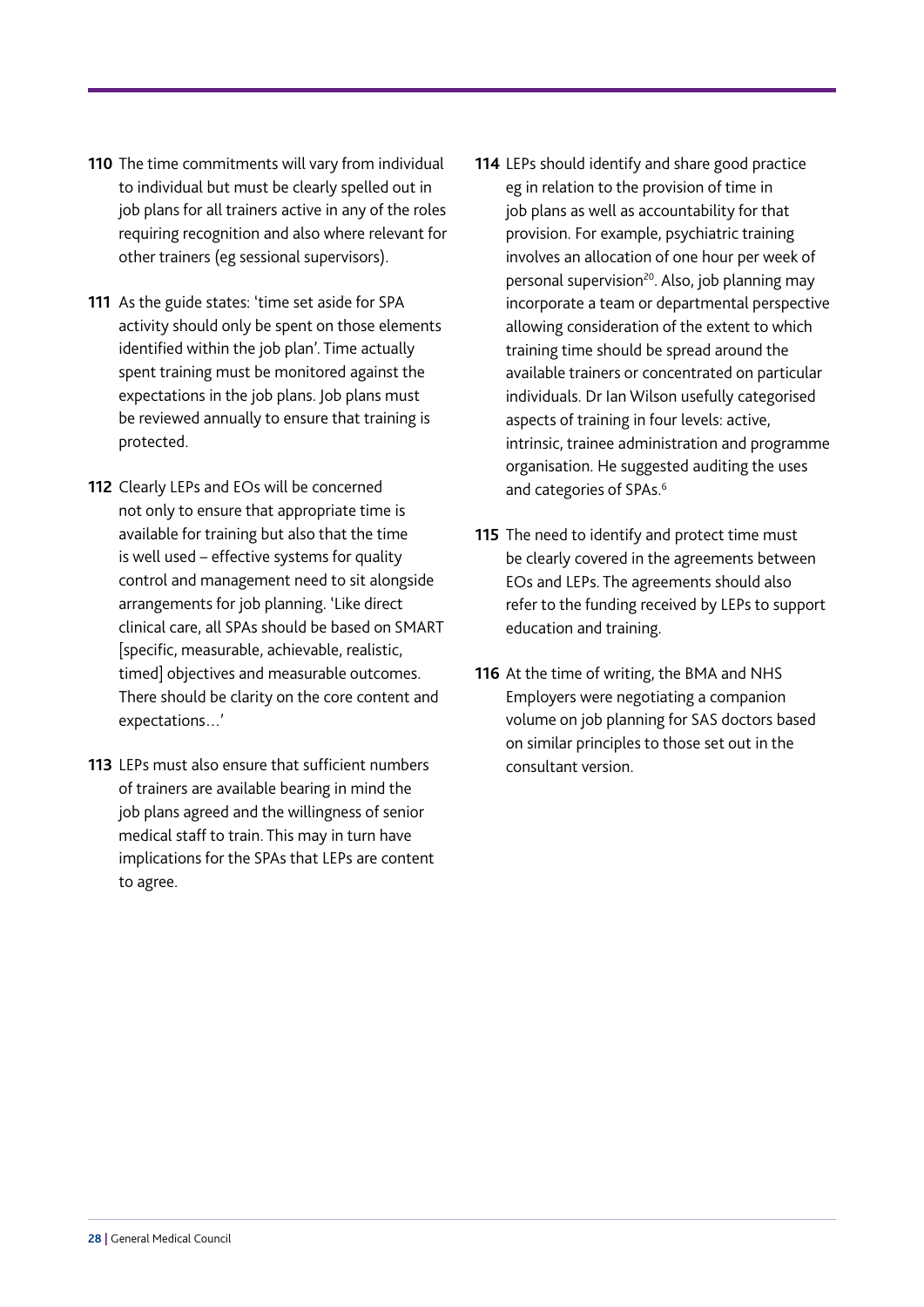**110** The time commitments will vary from individual to individual but must be clearly spelled out in job plans for all trainers active in any of the roles requiring recognition and also where relevant for other trainers (eg sessional supervisors).

**111** As the guide states: 'time set aside for SPA activity should only be spent on those elements identified within the job plan'. Time actually spent training must be monitored against the expectations in the job plans. Job plans must be reviewed annually to ensure that training is protected.

**112** Clearly LEPs and EOs will be concerned not only to ensure that appropriate time is available for training but also that the time is well used – effective systems for quality control and management need to sit alongside arrangements for job planning. 'Like direct clinical care, all SPAs should be based on SMART [specific, measurable, achievable, realistic, timed] objectives and measurable outcomes. There should be clarity on the core content and expectations…'

**113** LEPs must also ensure that sufficient numbers of trainers are available bearing in mind the job plans agreed and the willingness of senior medical staff to train. This may in turn have implications for the SPAs that LEPs are content to agree.

**114** LEPs should identify and share good practice eg in relation to the provision of time in job plans as well as accountability for that provision. For example, psychiatric training involves an allocation of one hour per week of personal supervision[20]. Also, job planning may incorporate a team or departmental perspective allowing consideration of the extent to which training time should be spread around the available trainers or concentrated on particular individuals. Dr Ian Wilson usefully categorised aspects of training in four levels: active, intrinsic, trainee administration and programme organisation. He suggested auditing the uses and categories of SPAs.[6]

**115** The need to identify and protect time must be clearly covered in the agreements between EOs and LEPs. The agreements should also refer to the funding received by LEPs to support education and training.

**116** At the time of writing, the BMA and NHS Employers were negotiating a companion volume on job planning for SAS doctors based on similar principles to those set out in the consultant version.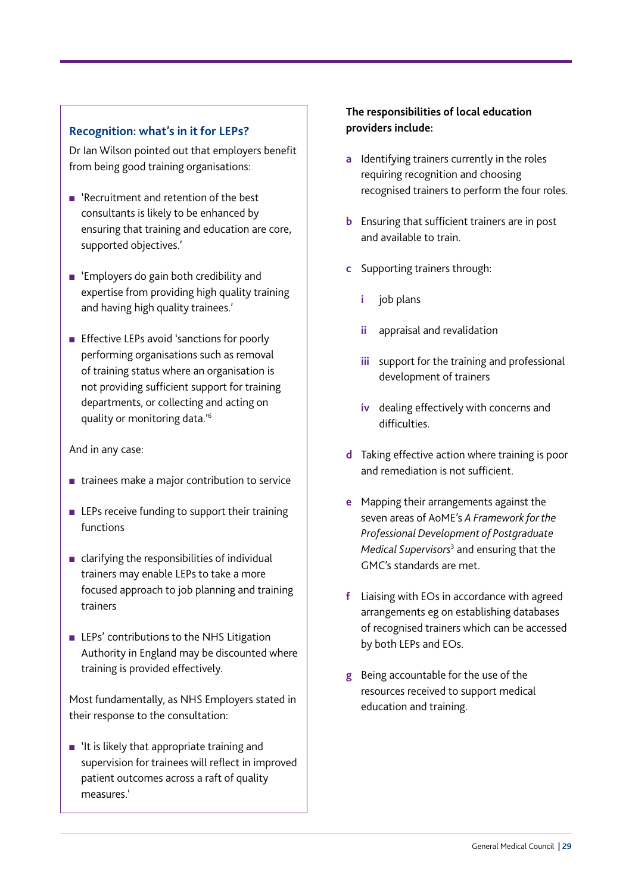### Recognition: what's in it for LEPs?

Dr Ian Wilson pointed out that employers benefit from being good training organisations:

- 'Recruitment and retention of the best consultants is likely to be enhanced by ensuring that training and education are core, supported objectives.'
- 'Employers do gain both credibility and expertise from providing high quality training and having high quality trainees.'
- Effective LEPs avoid 'sanctions for poorly performing organisations such as removal of training status where an organisation is not providing sufficient support for training departments, or collecting and acting on quality or monitoring data.'[6]

And in any case:

- trainees make a major contribution to service
- LEPs receive funding to support their training functions
- clarifying the responsibilities of individual trainers may enable LEPs to take a more focused approach to job planning and training trainers
- LEPs' contributions to the NHS Litigation Authority in England may be discounted where training is provided effectively.

Most fundamentally, as NHS Employers stated in their response to the consultation:

- 'It is likely that appropriate training and supervision for trainees will reflect in improved patient outcomes across a raft of quality measures.'

**The responsibilities of local education providers include:**

a. Identifying trainers currently in the roles requiring recognition and choosing recognised trainers to perform the four roles.

b. Ensuring that sufficient trainers are in post and available to train.

c. Supporting trainers through:

   i. job plans

   ii. appraisal and revalidation

   iii. support for the training and professional development of trainers

   iv. dealing effectively with concerns and difficulties.

d. Taking effective action where training is poor and remediation is not sufficient.

e. Mapping their arrangements against the seven areas of AoME's *A Framework for the Professional Development of Postgraduate Medical Supervisors*[3] and ensuring that the GMC's standards are met.

f. Liaising with EOs in accordance with agreed arrangements eg on establishing databases of recognised trainers which can be accessed by both LEPs and EOs.

g. Being accountable for the use of the resources received to support medical education and training.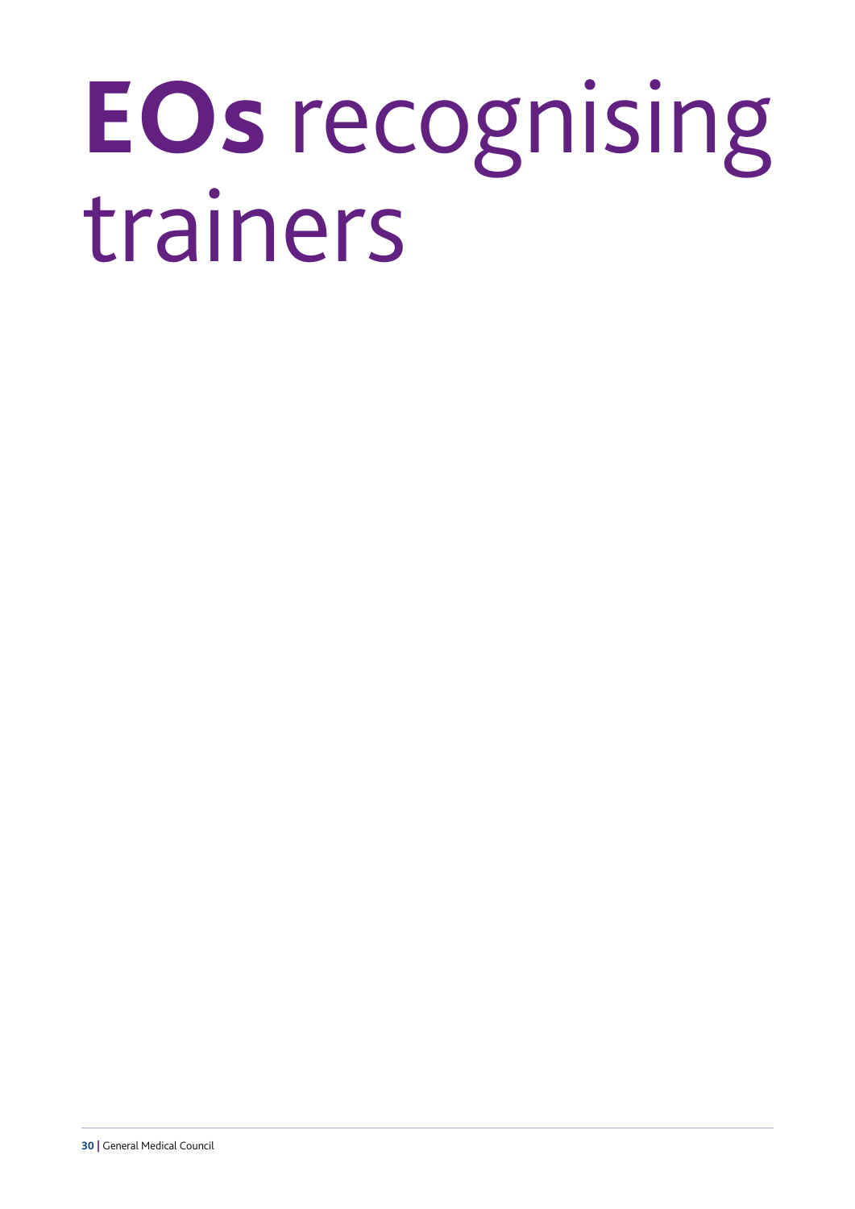# **EOs** recognising trainers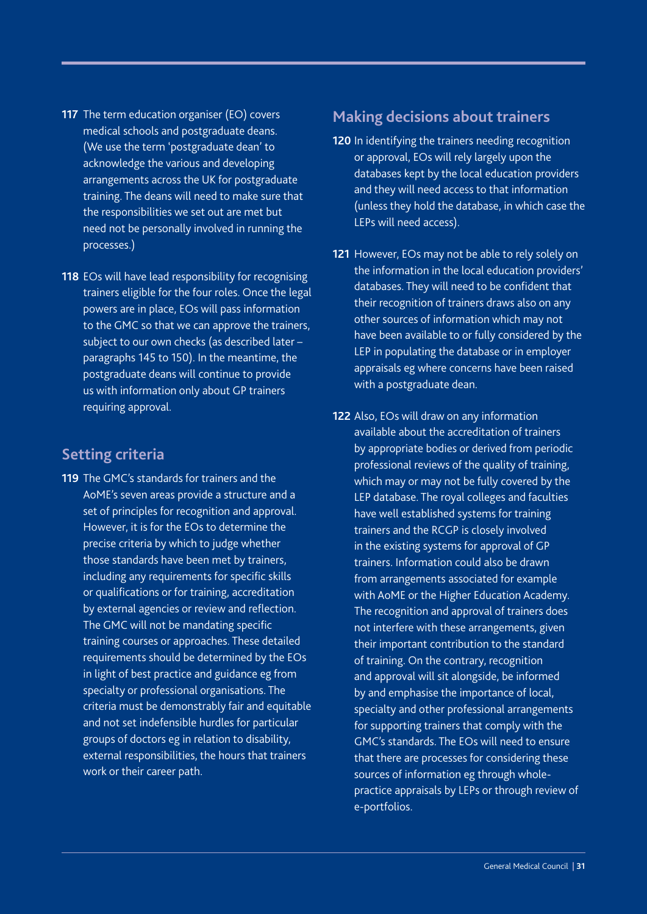**117** The term education organiser (EO) covers medical schools and postgraduate deans. (We use the term 'postgraduate dean' to acknowledge the various and developing arrangements across the UK for postgraduate training. The deans will need to make sure that the responsibilities we set out are met but need not be personally involved in running the processes.)

**118** EOs will have lead responsibility for recognising trainers eligible for the four roles. Once the legal powers are in place, EOs will pass information to the GMC so that we can approve the trainers, subject to our own checks (as described later – paragraphs 145 to 150). In the meantime, the postgraduate deans will continue to provide us with information only about GP trainers requiring approval.

## Setting criteria

**119** The GMC's standards for trainers and the AoME's seven areas provide a structure and a set of principles for recognition and approval. However, it is for the EOs to determine the precise criteria by which to judge whether those standards have been met by trainers, including any requirements for specific skills or qualifications or for training, accreditation by external agencies or review and reflection. The GMC will not be mandating specific training courses or approaches. These detailed requirements should be determined by the EOs in light of best practice and guidance eg from specialty or professional organisations. The criteria must be demonstrably fair and equitable and not set indefensible hurdles for particular groups of doctors eg in relation to disability, external responsibilities, the hours that trainers work or their career path.

## Making decisions about trainers

**120** In identifying the trainers needing recognition or approval, EOs will rely largely upon the databases kept by the local education providers and they will need access to that information (unless they hold the database, in which case the LEPs will need access).

**121** However, EOs may not be able to rely solely on the information in the local education providers' databases. They will need to be confident that their recognition of trainers draws also on any other sources of information which may not have been available to or fully considered by the LEP in populating the database or in employer appraisals eg where concerns have been raised with a postgraduate dean.

**122** Also, EOs will draw on any information available about the accreditation of trainers by appropriate bodies or derived from periodic professional reviews of the quality of training, which may or may not be fully covered by the LEP database. The royal colleges and faculties have well established systems for training trainers and the RCGP is closely involved in the existing systems for approval of GP trainers. Information could also be drawn from arrangements associated for example with AoME or the Higher Education Academy. The recognition and approval of trainers does not interfere with these arrangements, given their important contribution to the standard of training. On the contrary, recognition and approval will sit alongside, be informed by and emphasise the importance of local, specialty and other professional arrangements for supporting trainers that comply with the GMC's standards. The EOs will need to ensure that there are processes for considering these sources of information eg through whole-practice appraisals by LEPs or through review of e-portfolios.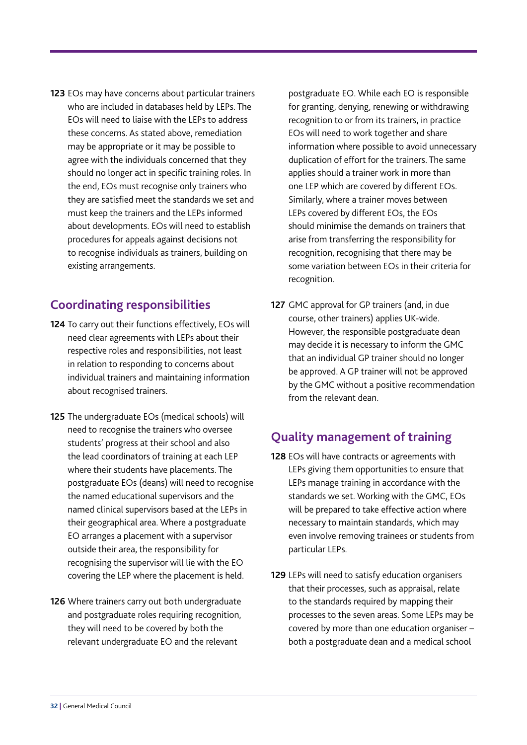**123** EOs may have concerns about particular trainers who are included in databases held by LEPs. The EOs will need to liaise with the LEPs to address these concerns. As stated above, remediation may be appropriate or it may be possible to agree with the individuals concerned that they should no longer act in specific training roles. In the end, EOs must recognise only trainers who they are satisfied meet the standards we set and must keep the trainers and the LEPs informed about developments. EOs will need to establish procedures for appeals against decisions not to recognise individuals as trainers, building on existing arrangements.

## Coordinating responsibilities

**124** To carry out their functions effectively, EOs will need clear agreements with LEPs about their respective roles and responsibilities, not least in relation to responding to concerns about individual trainers and maintaining information about recognised trainers.

**125** The undergraduate EOs (medical schools) will need to recognise the trainers who oversee students' progress at their school and also the lead coordinators of training at each LEP where their students have placements. The postgraduate EOs (deans) will need to recognise the named educational supervisors and the named clinical supervisors based at the LEPs in their geographical area. Where a postgraduate EO arranges a placement with a supervisor outside their area, the responsibility for recognising the supervisor will lie with the EO covering the LEP where the placement is held.

**126** Where trainers carry out both undergraduate and postgraduate roles requiring recognition, they will need to be covered by both the relevant undergraduate EO and the relevant postgraduate EO. While each EO is responsible for granting, denying, renewing or withdrawing recognition to or from its trainers, in practice EOs will need to work together and share information where possible to avoid unnecessary duplication of effort for the trainers. The same applies should a trainer work in more than one LEP which are covered by different EOs. Similarly, where a trainer moves between LEPs covered by different EOs, the EOs should minimise the demands on trainers that arise from transferring the responsibility for recognition, recognising that there may be some variation between EOs in their criteria for recognition.

**127** GMC approval for GP trainers (and, in due course, other trainers) applies UK-wide. However, the responsible postgraduate dean may decide it is necessary to inform the GMC that an individual GP trainer should no longer be approved. A GP trainer will not be approved by the GMC without a positive recommendation from the relevant dean.

## Quality management of training

**128** EOs will have contracts or agreements with LEPs giving them opportunities to ensure that LEPs manage training in accordance with the standards we set. Working with the GMC, EOs will be prepared to take effective action where necessary to maintain standards, which may even involve removing trainees or students from particular LEPs.

**129** LEPs will need to satisfy education organisers that their processes, such as appraisal, relate to the standards required by mapping their processes to the seven areas. Some LEPs may be covered by more than one education organiser – both a postgraduate dean and a medical school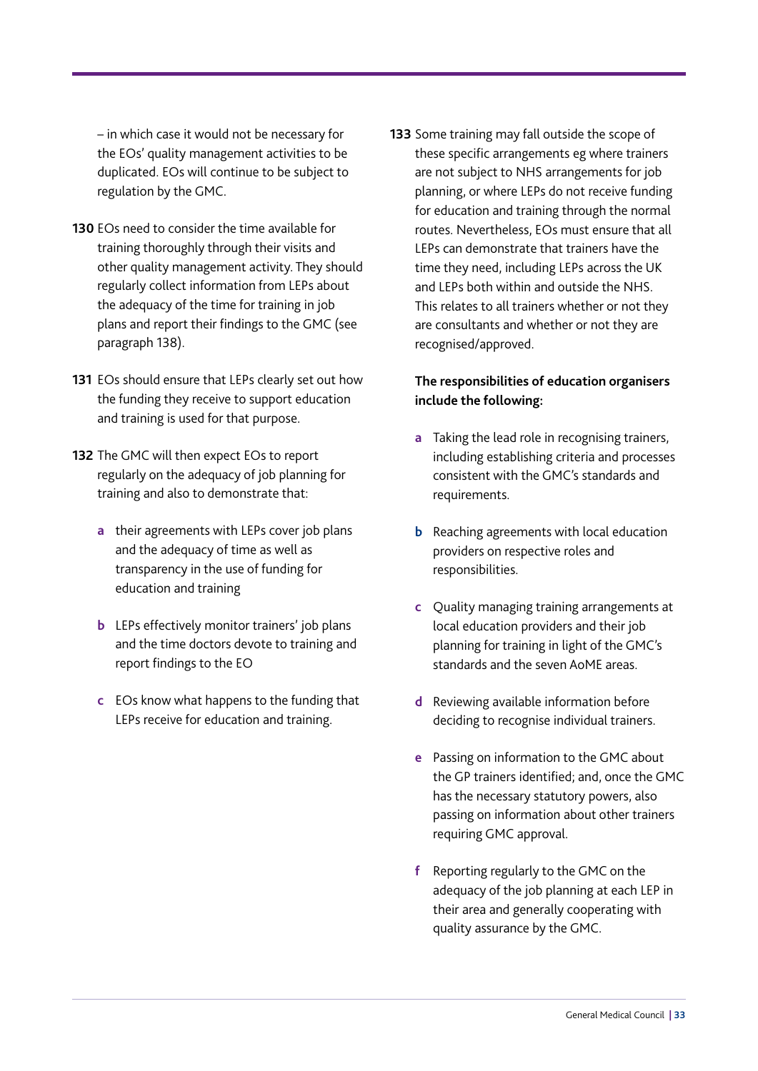– in which case it would not be necessary for the EOs' quality management activities to be duplicated. EOs will continue to be subject to regulation by the GMC.

**130** EOs need to consider the time available for training thoroughly through their visits and other quality management activity. They should regularly collect information from LEPs about the adequacy of the time for training in job plans and report their findings to the GMC (see paragraph 138).

**131** EOs should ensure that LEPs clearly set out how the funding they receive to support education and training is used for that purpose.

**132** The GMC will then expect EOs to report regularly on the adequacy of job planning for training and also to demonstrate that:

- **a** their agreements with LEPs cover job plans and the adequacy of time as well as transparency in the use of funding for education and training
- **b** LEPs effectively monitor trainers' job plans and the time doctors devote to training and report findings to the EO
- **c** EOs know what happens to the funding that LEPs receive for education and training.

**133** Some training may fall outside the scope of these specific arrangements eg where trainers are not subject to NHS arrangements for job planning, or where LEPs do not receive funding for education and training through the normal routes. Nevertheless, EOs must ensure that all LEPs can demonstrate that trainers have the time they need, including LEPs across the UK and LEPs both within and outside the NHS. This relates to all trainers whether or not they are consultants and whether or not they are recognised/approved.

**The responsibilities of education organisers include the following:**

- **a** Taking the lead role in recognising trainers, including establishing criteria and processes consistent with the GMC's standards and requirements.
- **b** Reaching agreements with local education providers on respective roles and responsibilities.
- **c** Quality managing training arrangements at local education providers and their job planning for training in light of the GMC's standards and the seven AoME areas.
- **d** Reviewing available information before deciding to recognise individual trainers.
- **e** Passing on information to the GMC about the GP trainers identified; and, once the GMC has the necessary statutory powers, also passing on information about other trainers requiring GMC approval.
- **f** Reporting regularly to the GMC on the adequacy of the job planning at each LEP in their area and generally cooperating with quality assurance by the GMC.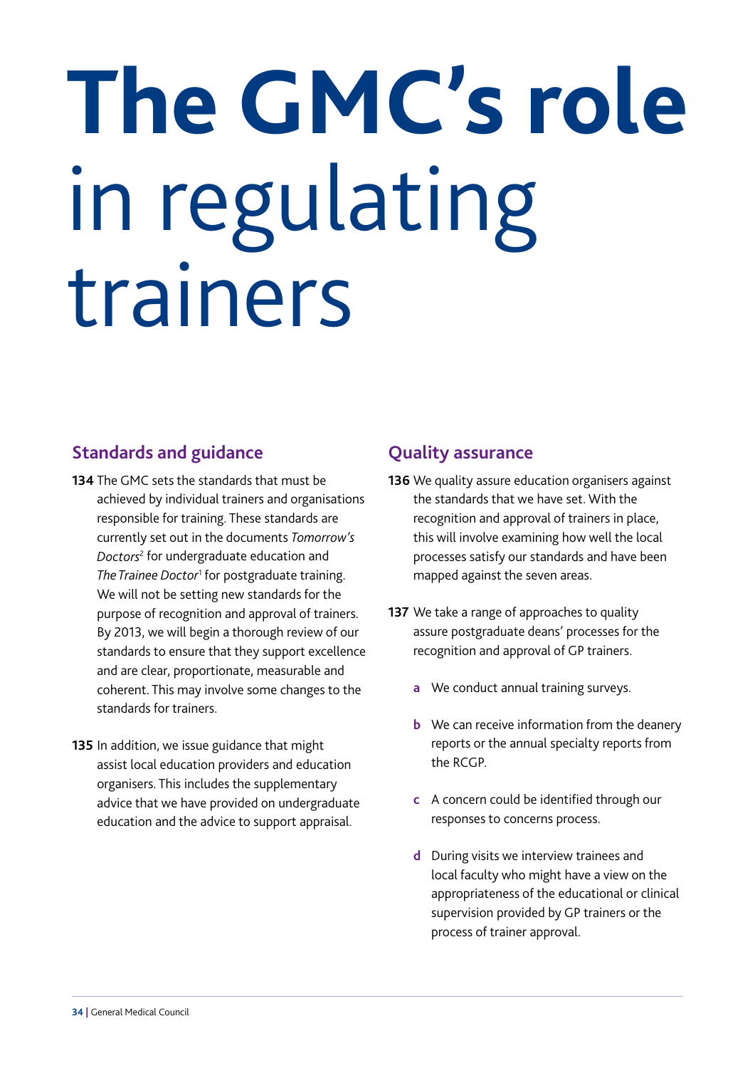# The GMC's role in regulating trainers

## Standards and guidance

**134** The GMC sets the standards that must be achieved by individual trainers and organisations responsible for training. These standards are currently set out in the documents *Tomorrow's Doctors*[2] for undergraduate education and *The Trainee Doctor*[1] for postgraduate training. We will not be setting new standards for the purpose of recognition and approval of trainers. By 2013, we will begin a thorough review of our standards to ensure that they support excellence and are clear, proportionate, measurable and coherent. This may involve some changes to the standards for trainers.

**135** In addition, we issue guidance that might assist local education providers and education organisers. This includes the supplementary advice that we have provided on undergraduate education and the advice to support appraisal.

## Quality assurance

**136** We quality assure education organisers against the standards that we have set. With the recognition and approval of trainers in place, this will involve examining how well the local processes satisfy our standards and have been mapped against the seven areas.

**137** We take a range of approaches to quality assure postgraduate deans' processes for the recognition and approval of GP trainers.

- **a** We conduct annual training surveys.
- **b** We can receive information from the deanery reports or the annual specialty reports from the RCGP.
- **c** A concern could be identified through our responses to concerns process.
- **d** During visits we interview trainees and local faculty who might have a view on the appropriateness of the educational or clinical supervision provided by GP trainers or the process of trainer approval.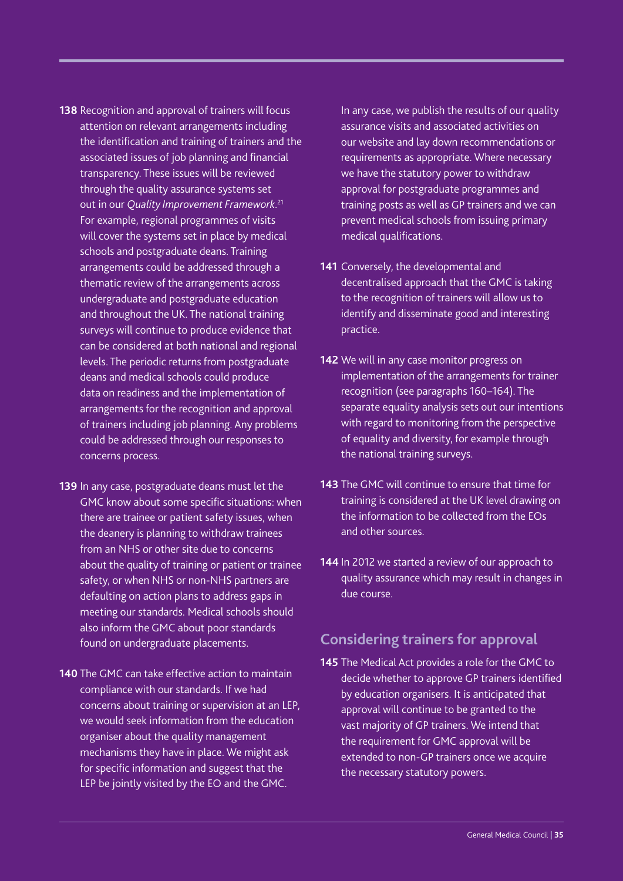**138** Recognition and approval of trainers will focus attention on relevant arrangements including the identification and training of trainers and the associated issues of job planning and financial transparency. These issues will be reviewed through the quality assurance systems set out in our *Quality Improvement Framework*.[21] For example, regional programmes of visits will cover the systems set in place by medical schools and postgraduate deans. Training arrangements could be addressed through a thematic review of the arrangements across undergraduate and postgraduate education and throughout the UK. The national training surveys will continue to produce evidence that can be considered at both national and regional levels. The periodic returns from postgraduate deans and medical schools could produce data on readiness and the implementation of arrangements for the recognition and approval of trainers including job planning. Any problems could be addressed through our responses to concerns process.

**139** In any case, postgraduate deans must let the GMC know about some specific situations: when there are trainee or patient safety issues, when the deanery is planning to withdraw trainees from an NHS or other site due to concerns about the quality of training or patient or trainee safety, or when NHS or non-NHS partners are defaulting on action plans to address gaps in meeting our standards. Medical schools should also inform the GMC about poor standards found on undergraduate placements.

**140** The GMC can take effective action to maintain compliance with our standards. If we had concerns about training or supervision at an LEP, we would seek information from the education organiser about the quality management mechanisms they have in place. We might ask for specific information and suggest that the LEP be jointly visited by the EO and the GMC.

In any case, we publish the results of our quality assurance visits and associated activities on our website and lay down recommendations or requirements as appropriate. Where necessary we have the statutory power to withdraw approval for postgraduate programmes and training posts as well as GP trainers and we can prevent medical schools from issuing primary medical qualifications.

**141** Conversely, the developmental and decentralised approach that the GMC is taking to the recognition of trainers will allow us to identify and disseminate good and interesting practice.

**142** We will in any case monitor progress on implementation of the arrangements for trainer recognition (see paragraphs 160–164). The separate equality analysis sets out our intentions with regard to monitoring from the perspective of equality and diversity, for example through the national training surveys.

**143** The GMC will continue to ensure that time for training is considered at the UK level drawing on the information to be collected from the EOs and other sources.

**144** In 2012 we started a review of our approach to quality assurance which may result in changes in due course.

## Considering trainers for approval

**145** The Medical Act provides a role for the GMC to decide whether to approve GP trainers identified by education organisers. It is anticipated that approval will continue to be granted to the vast majority of GP trainers. We intend that the requirement for GMC approval will be extended to non-GP trainers once we acquire the necessary statutory powers.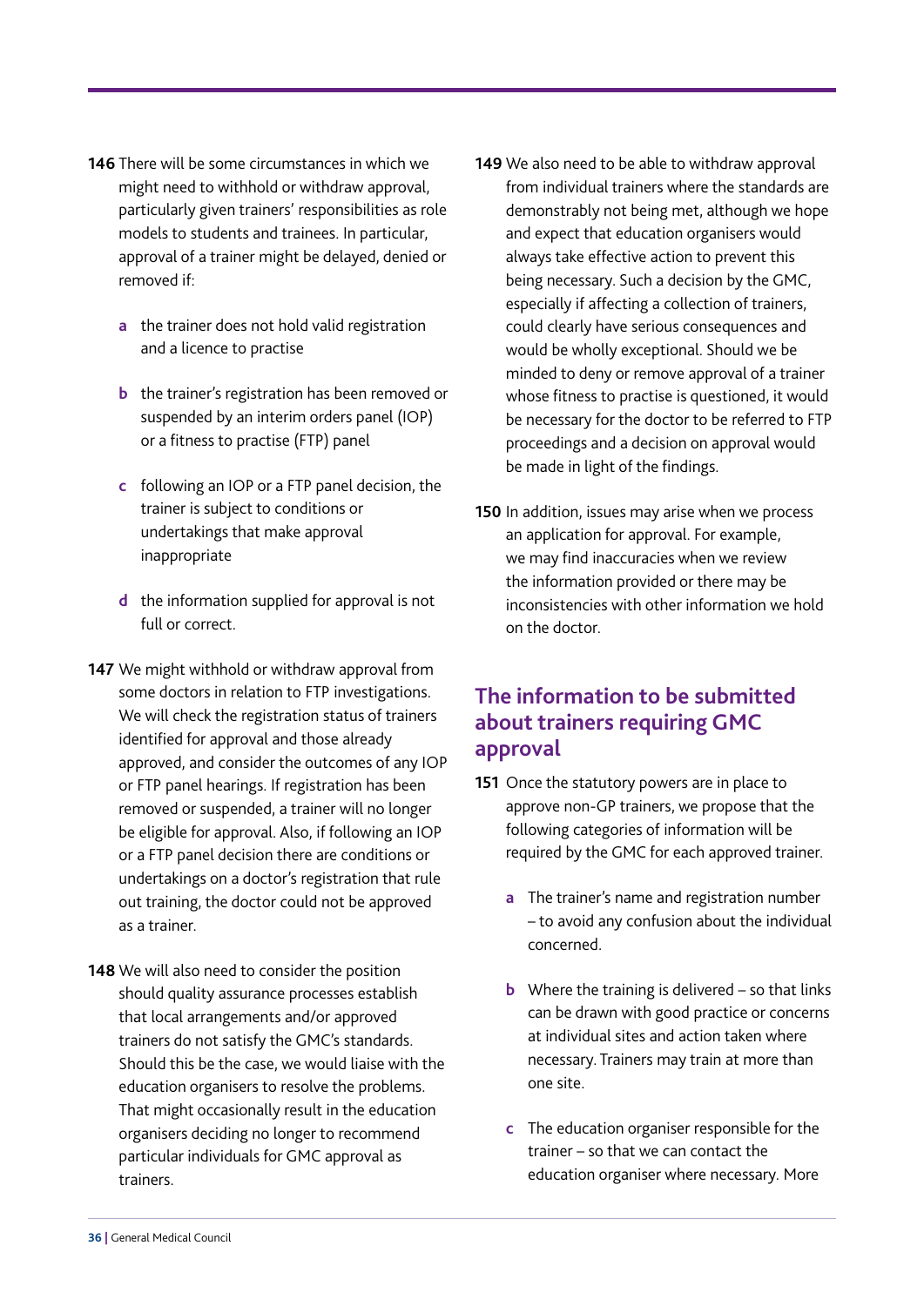146 There will be some circumstances in which we might need to withhold or withdraw approval, particularly given trainers' responsibilities as role models to students and trainees. In particular, approval of a trainer might be delayed, denied or removed if:

- a the trainer does not hold valid registration and a licence to practise
- b the trainer's registration has been removed or suspended by an interim orders panel (IOP) or a fitness to practise (FTP) panel
- c following an IOP or a FTP panel decision, the trainer is subject to conditions or undertakings that make approval inappropriate
- d the information supplied for approval is not full or correct.

147 We might withhold or withdraw approval from some doctors in relation to FTP investigations. We will check the registration status of trainers identified for approval and those already approved, and consider the outcomes of any IOP or FTP panel hearings. If registration has been removed or suspended, a trainer will no longer be eligible for approval. Also, if following an IOP or a FTP panel decision there are conditions or undertakings on a doctor's registration that rule out training, the doctor could not be approved as a trainer.

148 We will also need to consider the position should quality assurance processes establish that local arrangements and/or approved trainers do not satisfy the GMC's standards. Should this be the case, we would liaise with the education organisers to resolve the problems. That might occasionally result in the education organisers deciding no longer to recommend particular individuals for GMC approval as trainers.

149 We also need to be able to withdraw approval from individual trainers where the standards are demonstrably not being met, although we hope and expect that education organisers would always take effective action to prevent this being necessary. Such a decision by the GMC, especially if affecting a collection of trainers, could clearly have serious consequences and would be wholly exceptional. Should we be minded to deny or remove approval of a trainer whose fitness to practise is questioned, it would be necessary for the doctor to be referred to FTP proceedings and a decision on approval would be made in light of the findings.

150 In addition, issues may arise when we process an application for approval. For example, we may find inaccuracies when we review the information provided or there may be inconsistencies with other information we hold on the doctor.

## The information to be submitted about trainers requiring GMC approval

151 Once the statutory powers are in place to approve non-GP trainers, we propose that the following categories of information will be required by the GMC for each approved trainer.

- a The trainer's name and registration number – to avoid any confusion about the individual concerned.
- b Where the training is delivered – so that links can be drawn with good practice or concerns at individual sites and action taken where necessary. Trainers may train at more than one site.
- c The education organiser responsible for the trainer – so that we can contact the education organiser where necessary. More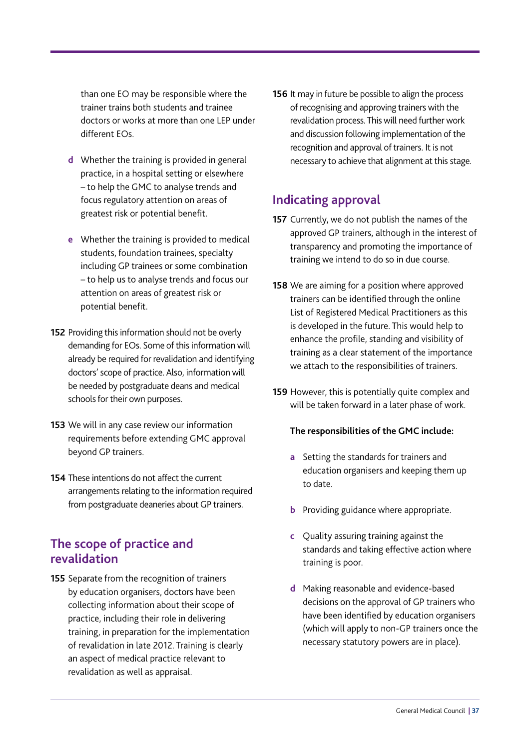than one EO may be responsible where the trainer trains both students and trainee doctors or works at more than one LEP under different EOs.

**d** Whether the training is provided in general practice, in a hospital setting or elsewhere – to help the GMC to analyse trends and focus regulatory attention on areas of greatest risk or potential benefit.

**e** Whether the training is provided to medical students, foundation trainees, specialty including GP trainees or some combination – to help us to analyse trends and focus our attention on areas of greatest risk or potential benefit.

**152** Providing this information should not be overly demanding for EOs. Some of this information will already be required for revalidation and identifying doctors' scope of practice. Also, information will be needed by postgraduate deans and medical schools for their own purposes.

**153** We will in any case review our information requirements before extending GMC approval beyond GP trainers.

**154** These intentions do not affect the current arrangements relating to the information required from postgraduate deaneries about GP trainers.

## The scope of practice and revalidation

**155** Separate from the recognition of trainers by education organisers, doctors have been collecting information about their scope of practice, including their role in delivering training, in preparation for the implementation of revalidation in late 2012. Training is clearly an aspect of medical practice relevant to revalidation as well as appraisal.

**156** It may in future be possible to align the process of recognising and approving trainers with the revalidation process. This will need further work and discussion following implementation of the recognition and approval of trainers. It is not necessary to achieve that alignment at this stage.

## Indicating approval

**157** Currently, we do not publish the names of the approved GP trainers, although in the interest of transparency and promoting the importance of training we intend to do so in due course.

**158** We are aiming for a position where approved trainers can be identified through the online List of Registered Medical Practitioners as this is developed in the future. This would help to enhance the profile, standing and visibility of training as a clear statement of the importance we attach to the responsibilities of trainers.

**159** However, this is potentially quite complex and will be taken forward in a later phase of work.

**The responsibilities of the GMC include:**

**a** Setting the standards for trainers and education organisers and keeping them up to date.

**b** Providing guidance where appropriate.

**c** Quality assuring training against the standards and taking effective action where training is poor.

**d** Making reasonable and evidence-based decisions on the approval of GP trainers who have been identified by education organisers (which will apply to non-GP trainers once the necessary statutory powers are in place).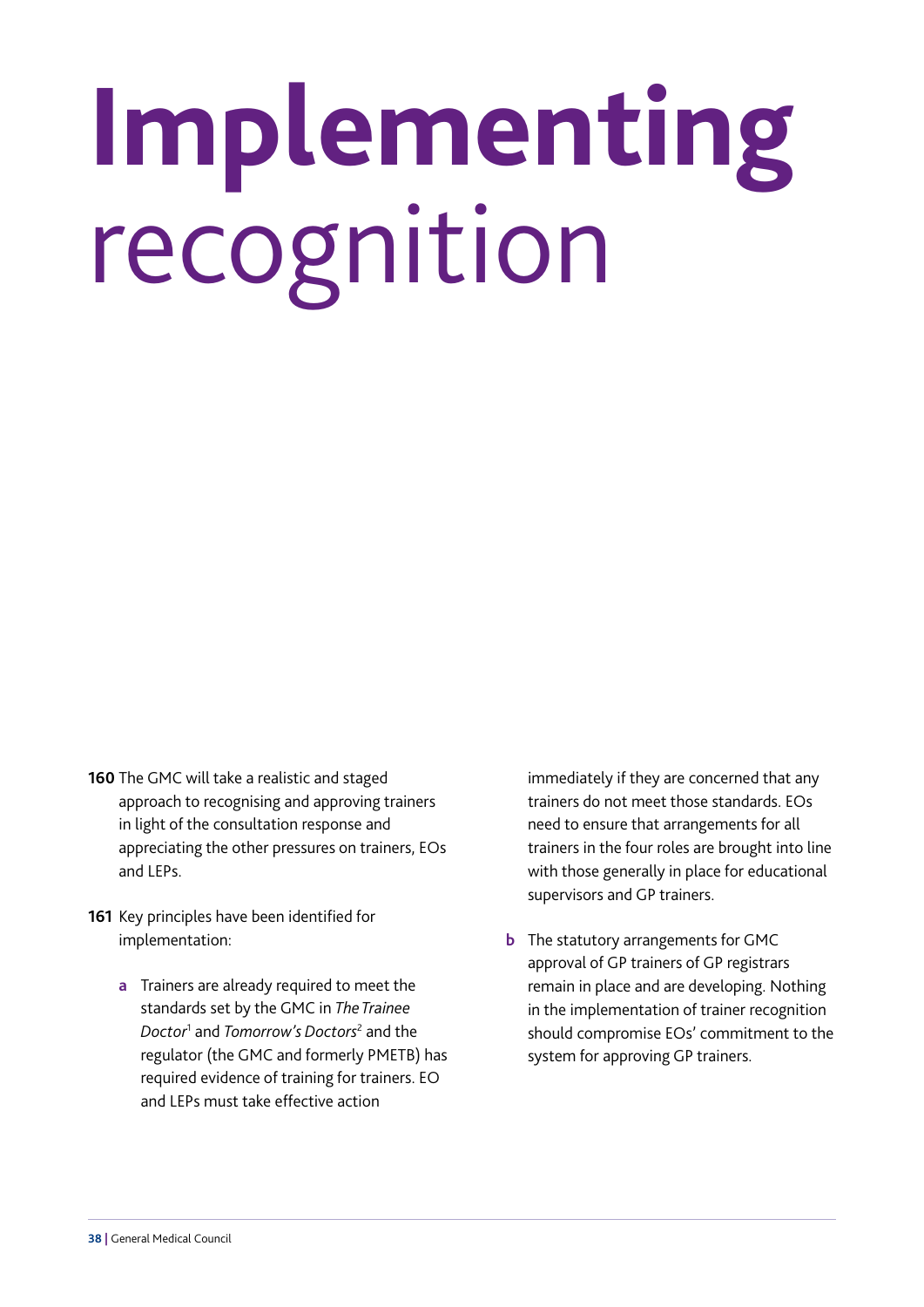# Implementing recognition

**160** The GMC will take a realistic and staged approach to recognising and approving trainers in light of the consultation response and appreciating the other pressures on trainers, EOs and LEPs.

**161** Key principles have been identified for implementation:

- **a** Trainers are already required to meet the standards set by the GMC in *The Trainee Doctor*[1] and *Tomorrow's Doctors*[2] and the regulator (the GMC and formerly PMETB) has required evidence of training for trainers. EO and LEPs must take effective action immediately if they are concerned that any trainers do not meet those standards. EOs need to ensure that arrangements for all trainers in the four roles are brought into line with those generally in place for educational supervisors and GP trainers.

- **b** The statutory arrangements for GMC approval of GP trainers of GP registrars remain in place and are developing. Nothing in the implementation of trainer recognition should compromise EOs' commitment to the system for approving GP trainers.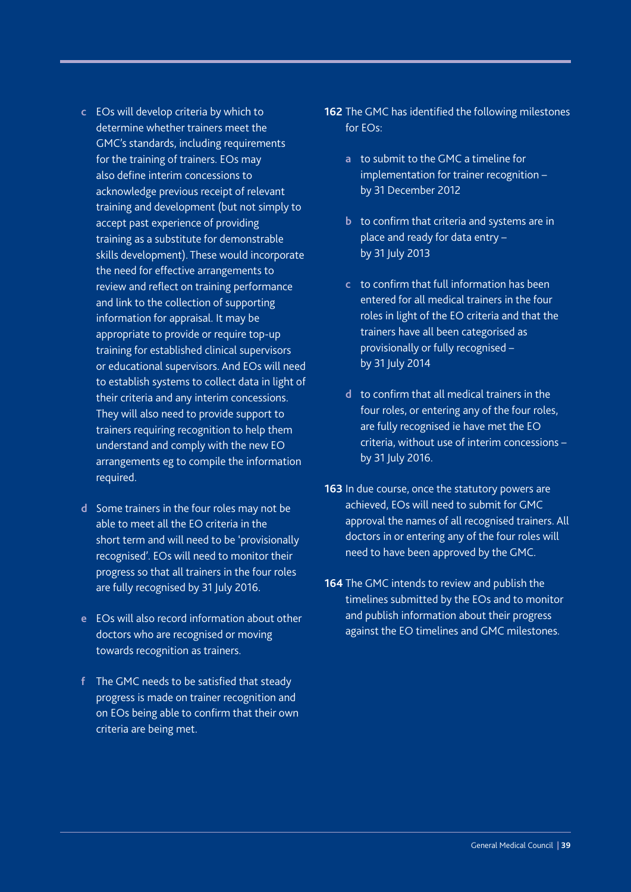c EOs will develop criteria by which to determine whether trainers meet the GMC's standards, including requirements for the training of trainers. EOs may also define interim concessions to acknowledge previous receipt of relevant training and development (but not simply to accept past experience of providing training as a substitute for demonstrable skills development). These would incorporate the need for effective arrangements to review and reflect on training performance and link to the collection of supporting information for appraisal. It may be appropriate to provide or require top-up training for established clinical supervisors or educational supervisors. And EOs will need to establish systems to collect data in light of their criteria and any interim concessions. They will also need to provide support to trainers requiring recognition to help them understand and comply with the new EO arrangements eg to compile the information required.

d Some trainers in the four roles may not be able to meet all the EO criteria in the short term and will need to be 'provisionally recognised'. EOs will need to monitor their progress so that all trainers in the four roles are fully recognised by 31 July 2016.

e EOs will also record information about other doctors who are recognised or moving towards recognition as trainers.

f The GMC needs to be satisfied that steady progress is made on trainer recognition and on EOs being able to confirm that their own criteria are being met.

**162** The GMC has identified the following milestones for EOs:

a to submit to the GMC a timeline for implementation for trainer recognition – by 31 December 2012

b to confirm that criteria and systems are in place and ready for data entry – by 31 July 2013

c to confirm that full information has been entered for all medical trainers in the four roles in light of the EO criteria and that the trainers have all been categorised as provisionally or fully recognised – by 31 July 2014

d to confirm that all medical trainers in the four roles, or entering any of the four roles, are fully recognised ie have met the EO criteria, without use of interim concessions – by 31 July 2016.

**163** In due course, once the statutory powers are achieved, EOs will need to submit for GMC approval the names of all recognised trainers. All doctors in or entering any of the four roles will need to have been approved by the GMC.

**164** The GMC intends to review and publish the timelines submitted by the EOs and to monitor and publish information about their progress against the EO timelines and GMC milestones.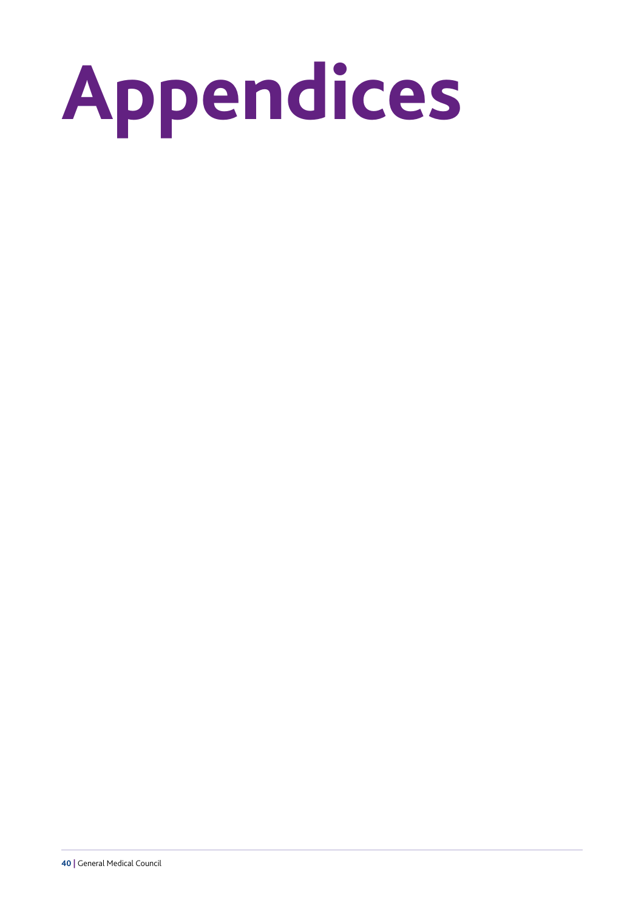# Appendices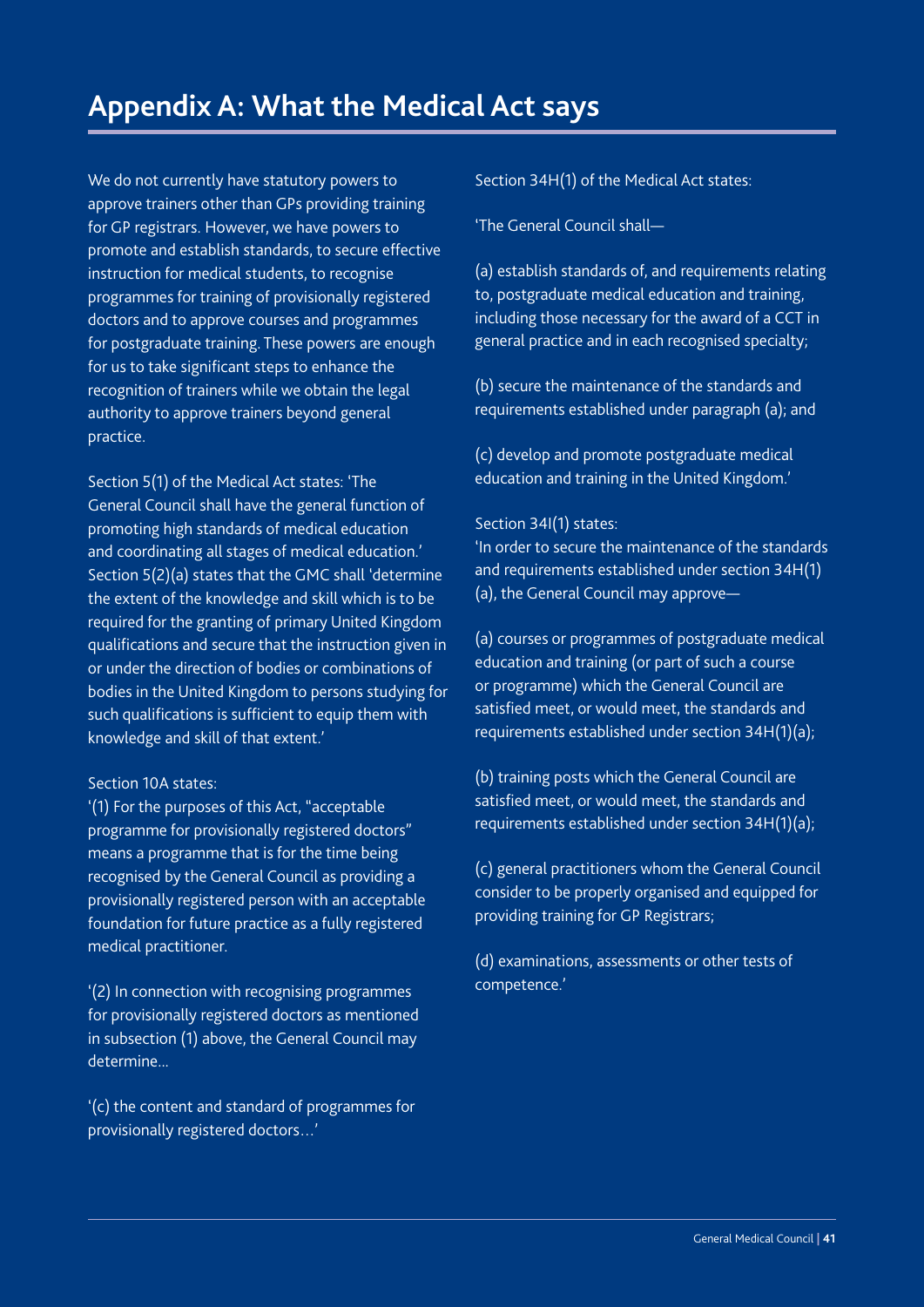# Appendix A: What the Medical Act says

We do not currently have statutory powers to approve trainers other than GPs providing training for GP registrars. However, we have powers to promote and establish standards, to secure effective instruction for medical students, to recognise programmes for training of provisionally registered doctors and to approve courses and programmes for postgraduate training. These powers are enough for us to take significant steps to enhance the recognition of trainers while we obtain the legal authority to approve trainers beyond general practice.

Section 5(1) of the Medical Act states: 'The General Council shall have the general function of promoting high standards of medical education and coordinating all stages of medical education.' Section 5(2)(a) states that the GMC shall 'determine the extent of the knowledge and skill which is to be required for the granting of primary United Kingdom qualifications and secure that the instruction given in or under the direction of bodies or combinations of bodies in the United Kingdom to persons studying for such qualifications is sufficient to equip them with knowledge and skill of that extent.'

Section 10A states:
'(1) For the purposes of this Act, "acceptable programme for provisionally registered doctors" means a programme that is for the time being recognised by the General Council as providing a provisionally registered person with an acceptable foundation for future practice as a fully registered medical practitioner.

'(2) In connection with recognising programmes for provisionally registered doctors as mentioned in subsection (1) above, the General Council may determine...

'(c) the content and standard of programmes for provisionally registered doctors…'

Section 34H(1) of the Medical Act states:

'The General Council shall—

(a) establish standards of, and requirements relating to, postgraduate medical education and training, including those necessary for the award of a CCT in general practice and in each recognised specialty;

(b) secure the maintenance of the standards and requirements established under paragraph (a); and

(c) develop and promote postgraduate medical education and training in the United Kingdom.'

Section 34I(1) states:
'In order to secure the maintenance of the standards and requirements established under section 34H(1)(a), the General Council may approve—

(a) courses or programmes of postgraduate medical education and training (or part of such a course or programme) which the General Council are satisfied meet, or would meet, the standards and requirements established under section 34H(1)(a);

(b) training posts which the General Council are satisfied meet, or would meet, the standards and requirements established under section 34H(1)(a);

(c) general practitioners whom the General Council consider to be properly organised and equipped for providing training for GP Registrars;

(d) examinations, assessments or other tests of competence.'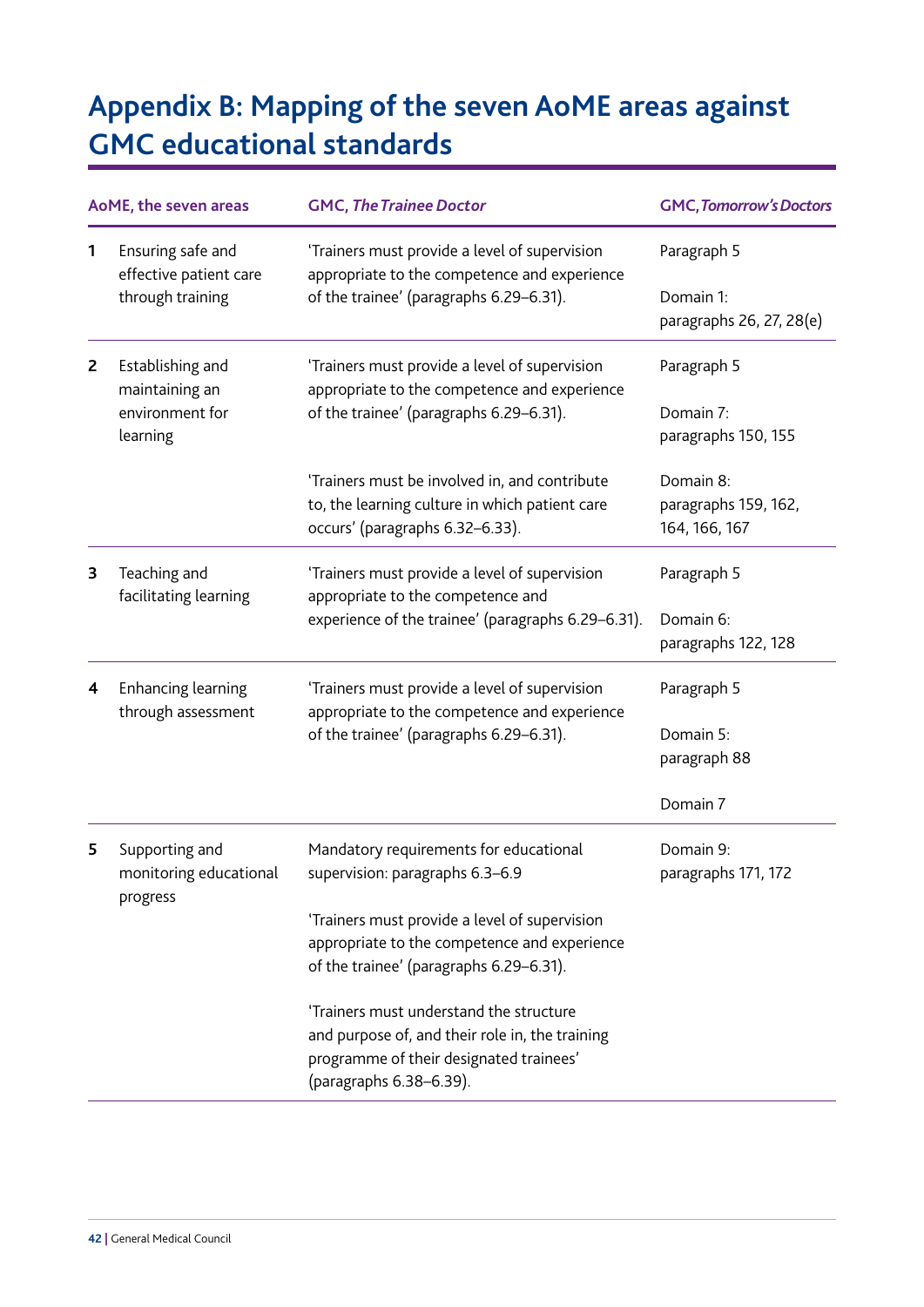# Appendix B: Mapping of the seven AoME areas against GMC educational standards

| | AoME, the seven areas | GMC, *The Trainee Doctor* | GMC, *Tomorrow's Doctors* |
|---|---|---|---|
| 1 | Ensuring safe and effective patient care through training | 'Trainers must provide a level of supervision appropriate to the competence and experience of the trainee' (paragraphs 6.29–6.31). | Paragraph 5<br><br>Domain 1: paragraphs 26, 27, 28(e) |
| 2 | Establishing and maintaining an environment for learning | 'Trainers must provide a level of supervision appropriate to the competence and experience of the trainee' (paragraphs 6.29–6.31).<br><br>'Trainers must be involved in, and contribute to, the learning culture in which patient care occurs' (paragraphs 6.32–6.33). | Paragraph 5<br><br>Domain 7: paragraphs 150, 155<br><br>Domain 8: paragraphs 159, 162, 164, 166, 167 |
| 3 | Teaching and facilitating learning | 'Trainers must provide a level of supervision appropriate to the competence and experience of the trainee' (paragraphs 6.29–6.31). | Paragraph 5<br><br>Domain 6: paragraphs 122, 128 |
| 4 | Enhancing learning through assessment | 'Trainers must provide a level of supervision appropriate to the competence and experience of the trainee' (paragraphs 6.29–6.31). | Paragraph 5<br><br>Domain 5: paragraph 88<br><br>Domain 7 |
| 5 | Supporting and monitoring educational progress | Mandatory requirements for educational supervision: paragraphs 6.3–6.9<br><br>'Trainers must provide a level of supervision appropriate to the competence and experience of the trainee' (paragraphs 6.29–6.31).<br><br>'Trainers must understand the structure and purpose of, and their role in, the training programme of their designated trainees' (paragraphs 6.38–6.39). | Domain 9: paragraphs 171, 172 |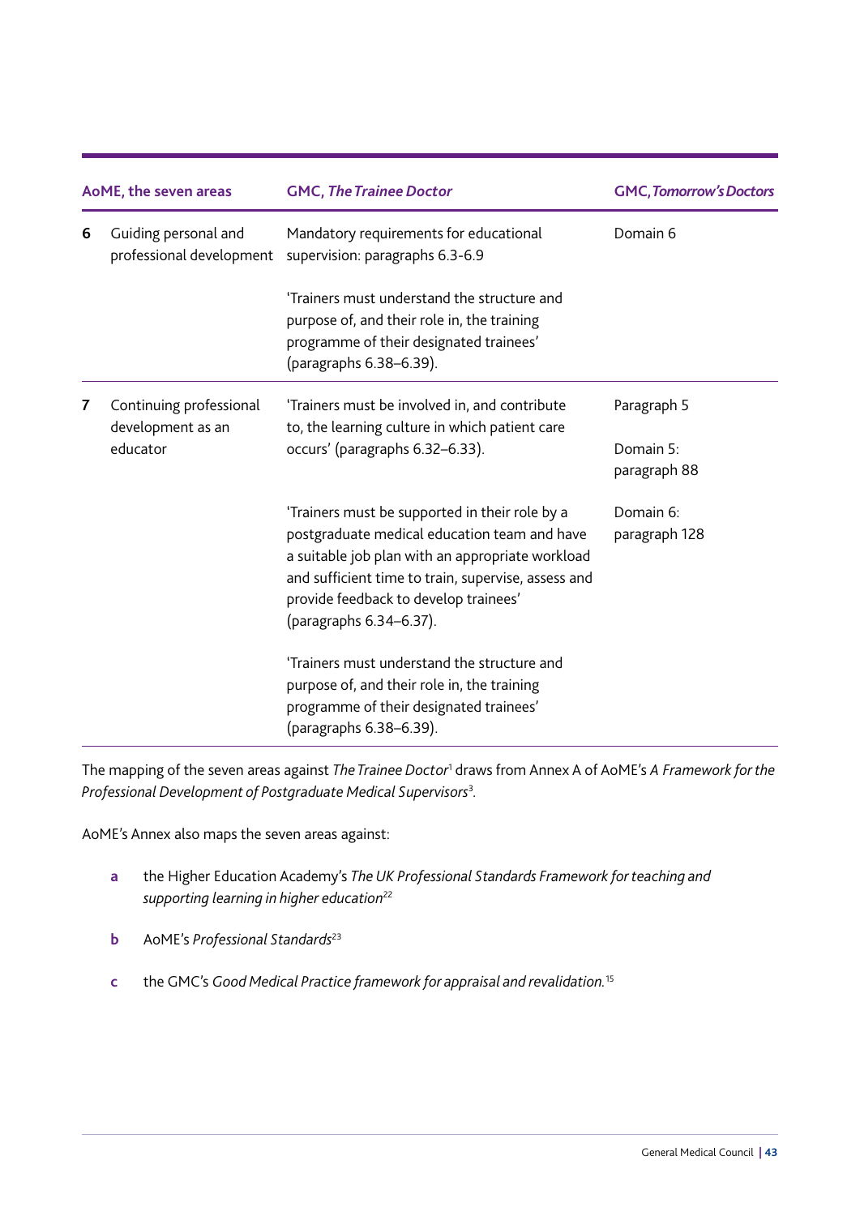| AoME, the seven areas | | GMC, *The Trainee Doctor* | GMC, *Tomorrow's Doctors* |
|---|---|---|---|
| 6 | Guiding personal and professional development | Mandatory requirements for educational supervision: paragraphs 6.3-6.9<br><br>'Trainers must understand the structure and purpose of, and their role in, the training programme of their designated trainees' (paragraphs 6.38–6.39). | Domain 6 |
| 7 | Continuing professional development as an educator | 'Trainers must be involved in, and contribute to, the learning culture in which patient care occurs' (paragraphs 6.32–6.33).<br><br>'Trainers must be supported in their role by a postgraduate medical education team and have a suitable job plan with an appropriate workload and sufficient time to train, supervise, assess and provide feedback to develop trainees' (paragraphs 6.34–6.37).<br><br>'Trainers must understand the structure and purpose of, and their role in, the training programme of their designated trainees' (paragraphs 6.38–6.39). | Paragraph 5<br><br>Domain 5: paragraph 88<br><br>Domain 6: paragraph 128 |

The mapping of the seven areas against *The Trainee Doctor*[1] draws from Annex A of AoME's *A Framework for the Professional Development of Postgraduate Medical Supervisors*[3].

AoME's Annex also maps the seven areas against:

**a** the Higher Education Academy's *The UK Professional Standards Framework for teaching and supporting learning in higher education*[22]

**b** AoME's *Professional Standards*[23]

**c** the GMC's *Good Medical Practice framework for appraisal and revalidation.*[15]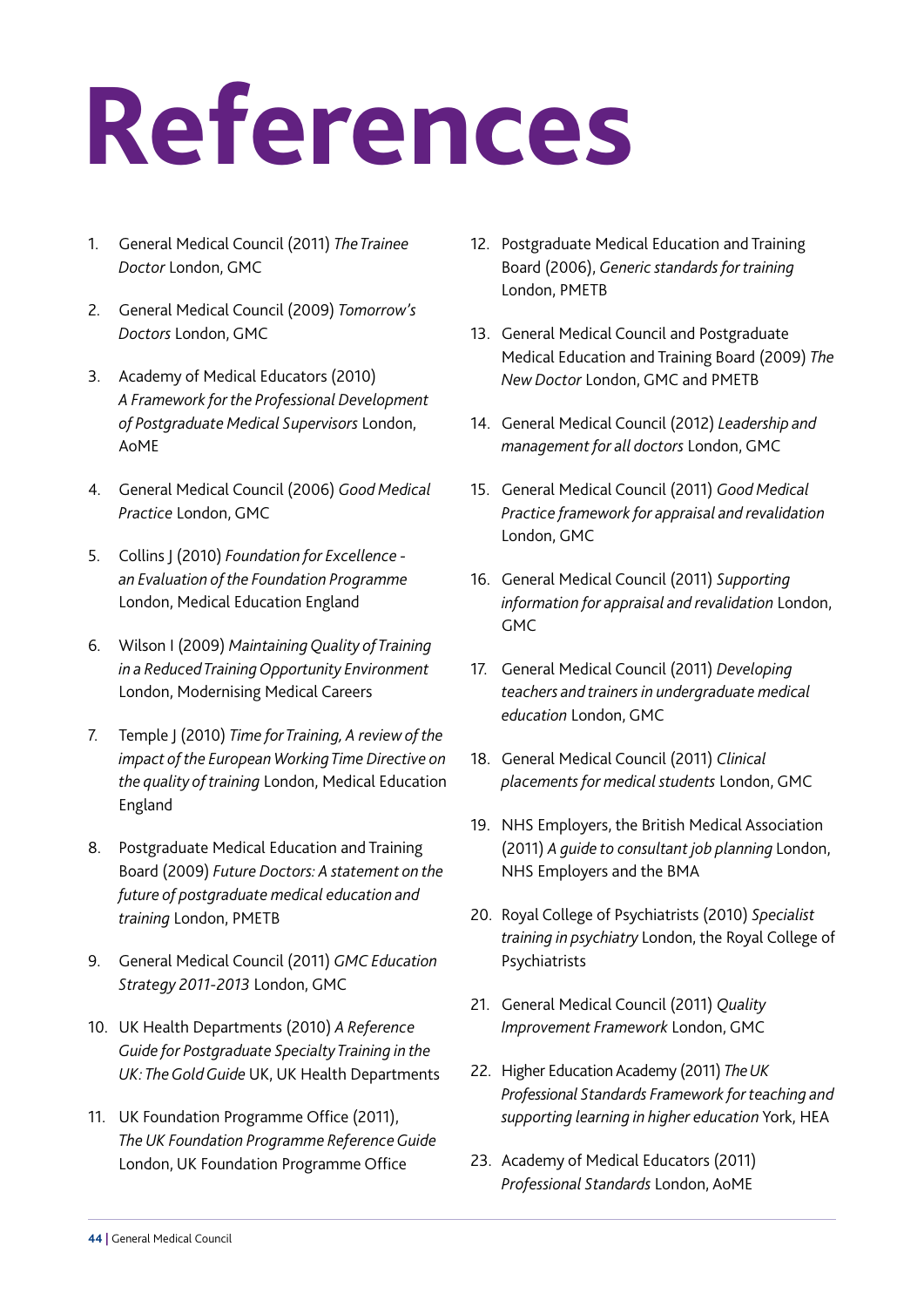# References

1. General Medical Council (2011) *The Trainee Doctor* London, GMC

2. General Medical Council (2009) *Tomorrow's Doctors* London, GMC

3. Academy of Medical Educators (2010) *A Framework for the Professional Development of Postgraduate Medical Supervisors* London, AoME

4. General Medical Council (2006) *Good Medical Practice* London, GMC

5. Collins J (2010) *Foundation for Excellence - an Evaluation of the Foundation Programme* London, Medical Education England

6. Wilson I (2009) *Maintaining Quality of Training in a Reduced Training Opportunity Environment* London, Modernising Medical Careers

7. Temple J (2010) *Time for Training, A review of the impact of the European Working Time Directive on the quality of training* London, Medical Education England

8. Postgraduate Medical Education and Training Board (2009) *Future Doctors: A statement on the future of postgraduate medical education and training* London, PMETB

9. General Medical Council (2011) *GMC Education Strategy 2011-2013* London, GMC

10. UK Health Departments (2010) *A Reference Guide for Postgraduate Specialty Training in the UK: The Gold Guide* UK, UK Health Departments

11. UK Foundation Programme Office (2011), *The UK Foundation Programme Reference Guide* London, UK Foundation Programme Office

12. Postgraduate Medical Education and Training Board (2006), *Generic standards for training* London, PMETB

13. General Medical Council and Postgraduate Medical Education and Training Board (2009) *The New Doctor* London, GMC and PMETB

14. General Medical Council (2012) *Leadership and management for all doctors* London, GMC

15. General Medical Council (2011) *Good Medical Practice framework for appraisal and revalidation* London, GMC

16. General Medical Council (2011) *Supporting information for appraisal and revalidation* London, GMC

17. General Medical Council (2011) *Developing teachers and trainers in undergraduate medical education* London, GMC

18. General Medical Council (2011) *Clinical placements for medical students* London, GMC

19. NHS Employers, the British Medical Association (2011) *A guide to consultant job planning* London, NHS Employers and the BMA

20. Royal College of Psychiatrists (2010) *Specialist training in psychiatry* London, the Royal College of Psychiatrists

21. General Medical Council (2011) *Quality Improvement Framework* London, GMC

22. Higher Education Academy (2011) *The UK Professional Standards Framework for teaching and supporting learning in higher education* York, HEA

23. Academy of Medical Educators (2011) *Professional Standards* London, AoME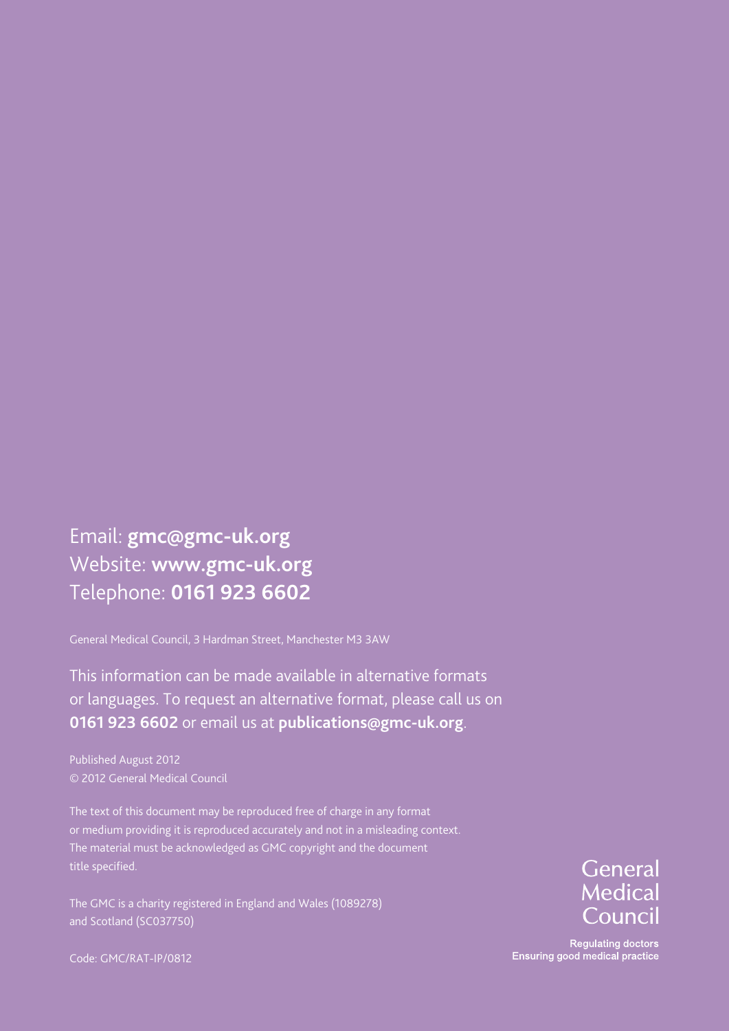Email: **gmc@gmc-uk.org**
Website: **www.gmc-uk.org**
Telephone: **0161 923 6602**

General Medical Council, 3 Hardman Street, Manchester M3 3AW

This information can be made available in alternative formats or languages. To request an alternative format, please call us on **0161 923 6602** or email us at **publications@gmc-uk.org**.

Published August 2012
© 2012 General Medical Council

The text of this document may be reproduced free of charge in any format or medium providing it is reproduced accurately and not in a misleading context. The material must be acknowledged as GMC copyright and the document title specified.

The GMC is a charity registered in England and Wales (1089278) and Scotland (SC037750)

Code: GMC/RAT-IP/0812

General Medical Council

Regulating doctors
Ensuring good medical practice